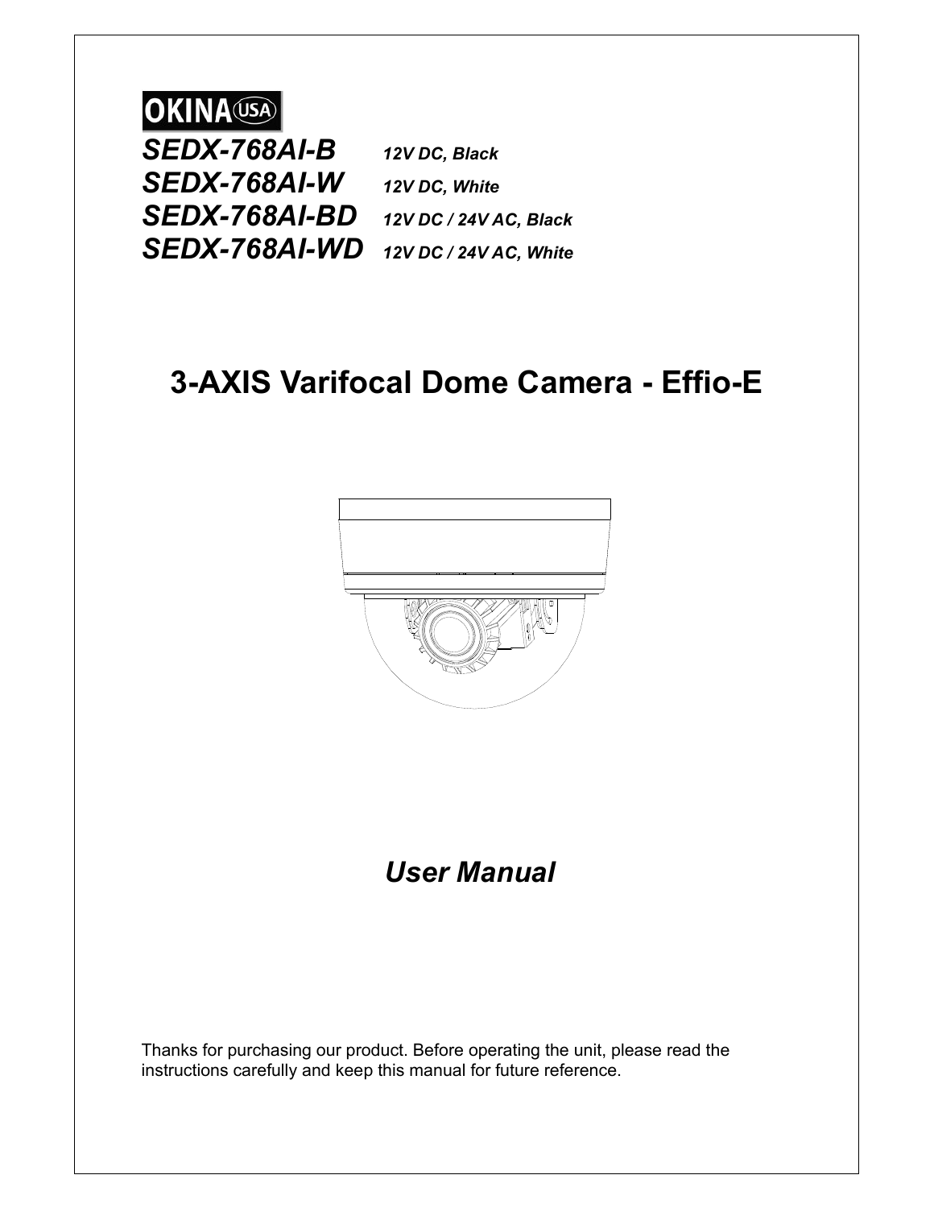**OKINA USA**

| | |
|---|---|
| ***SEDX-768AI-B*** | ***12V DC, Black*** |
| ***SEDX-768AI-W*** | ***12V DC, White*** |
| ***SEDX-768AI-BD*** | ***12V DC / 24V AC, Black*** |
| ***SEDX-768AI-WD*** | ***12V DC / 24V AC, White*** |

# 3-AXIS Varifocal Dome Camera - Effio-E

## *User Manual*

Thanks for purchasing our product. Before operating the unit, please read the instructions carefully and keep this manual for future reference.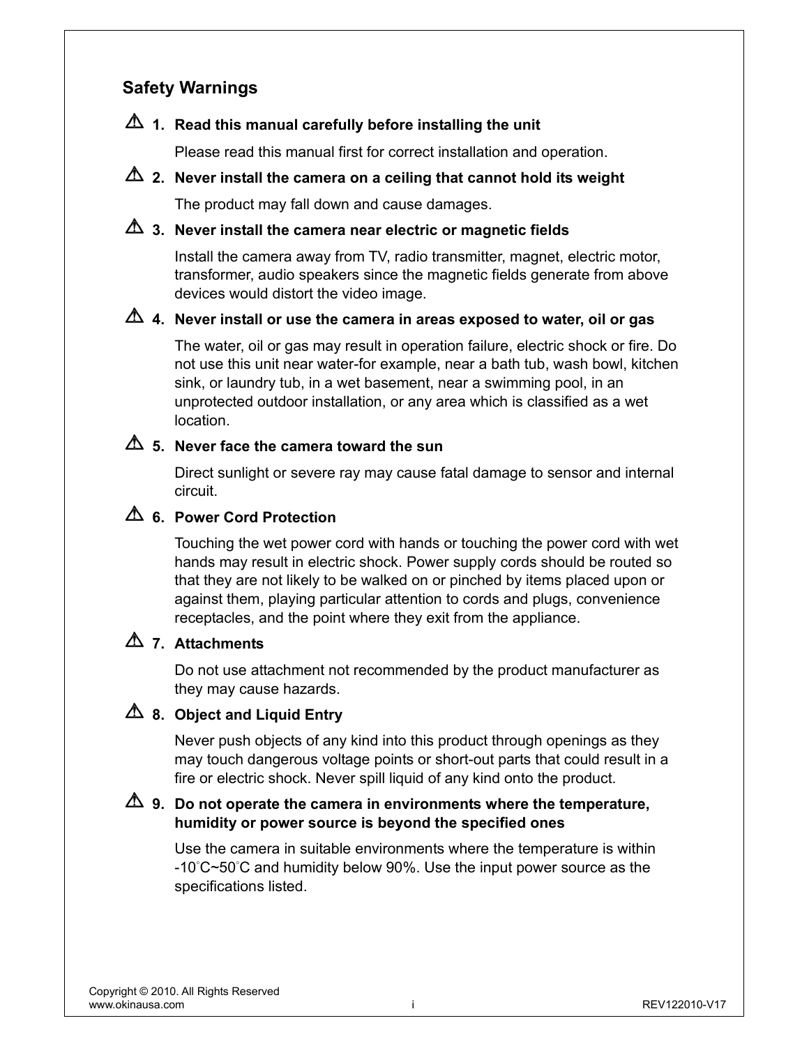## Safety Warnings

⚠ **1. Read this manual carefully before installing the unit**

Please read this manual first for correct installation and operation.

⚠ **2. Never install the camera on a ceiling that cannot hold its weight**

The product may fall down and cause damages.

⚠ **3. Never install the camera near electric or magnetic fields**

Install the camera away from TV, radio transmitter, magnet, electric motor, transformer, audio speakers since the magnetic fields generate from above devices would distort the video image.

⚠ **4. Never install or use the camera in areas exposed to water, oil or gas**

The water, oil or gas may result in operation failure, electric shock or fire. Do not use this unit near water-for example, near a bath tub, wash bowl, kitchen sink, or laundry tub, in a wet basement, near a swimming pool, in an unprotected outdoor installation, or any area which is classified as a wet location.

⚠ **5. Never face the camera toward the sun**

Direct sunlight or severe ray may cause fatal damage to sensor and internal circuit.

⚠ **6. Power Cord Protection**

Touching the wet power cord with hands or touching the power cord with wet hands may result in electric shock. Power supply cords should be routed so that they are not likely to be walked on or pinched by items placed upon or against them, playing particular attention to cords and plugs, convenience receptacles, and the point where they exit from the appliance.

⚠ **7. Attachments**

Do not use attachment not recommended by the product manufacturer as they may cause hazards.

⚠ **8. Object and Liquid Entry**

Never push objects of any kind into this product through openings as they may touch dangerous voltage points or short-out parts that could result in a fire or electric shock. Never spill liquid of any kind onto the product.

⚠ **9. Do not operate the camera in environments where the temperature, humidity or power source is beyond the specified ones**

Use the camera in suitable environments where the temperature is within -10°C~50°C and humidity below 90%. Use the input power source as the specifications listed.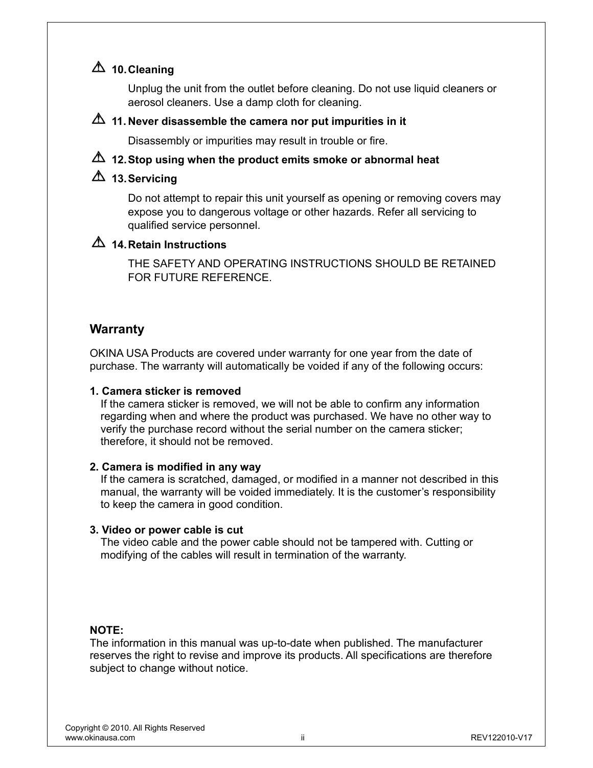⚠ **10. Cleaning**

Unplug the unit from the outlet before cleaning. Do not use liquid cleaners or aerosol cleaners. Use a damp cloth for cleaning.

⚠ **11. Never disassemble the camera nor put impurities in it**

Disassembly or impurities may result in trouble or fire.

⚠ **12. Stop using when the product emits smoke or abnormal heat**

⚠ **13. Servicing**

Do not attempt to repair this unit yourself as opening or removing covers may expose you to dangerous voltage or other hazards. Refer all servicing to qualified service personnel.

⚠ **14. Retain Instructions**

THE SAFETY AND OPERATING INSTRUCTIONS SHOULD BE RETAINED FOR FUTURE REFERENCE.

## Warranty

OKINA USA Products are covered under warranty for one year from the date of purchase. The warranty will automatically be voided if any of the following occurs:

**1. Camera sticker is removed**
If the camera sticker is removed, we will not be able to confirm any information regarding when and where the product was purchased. We have no other way to verify the purchase record without the serial number on the camera sticker; therefore, it should not be removed.

**2. Camera is modified in any way**
If the camera is scratched, damaged, or modified in a manner not described in this manual, the warranty will be voided immediately. It is the customer's responsibility to keep the camera in good condition.

**3. Video or power cable is cut**
The video cable and the power cable should not be tampered with. Cutting or modifying of the cables will result in termination of the warranty.

**NOTE:**
The information in this manual was up-to-date when published. The manufacturer reserves the right to revise and improve its products. All specifications are therefore subject to change without notice.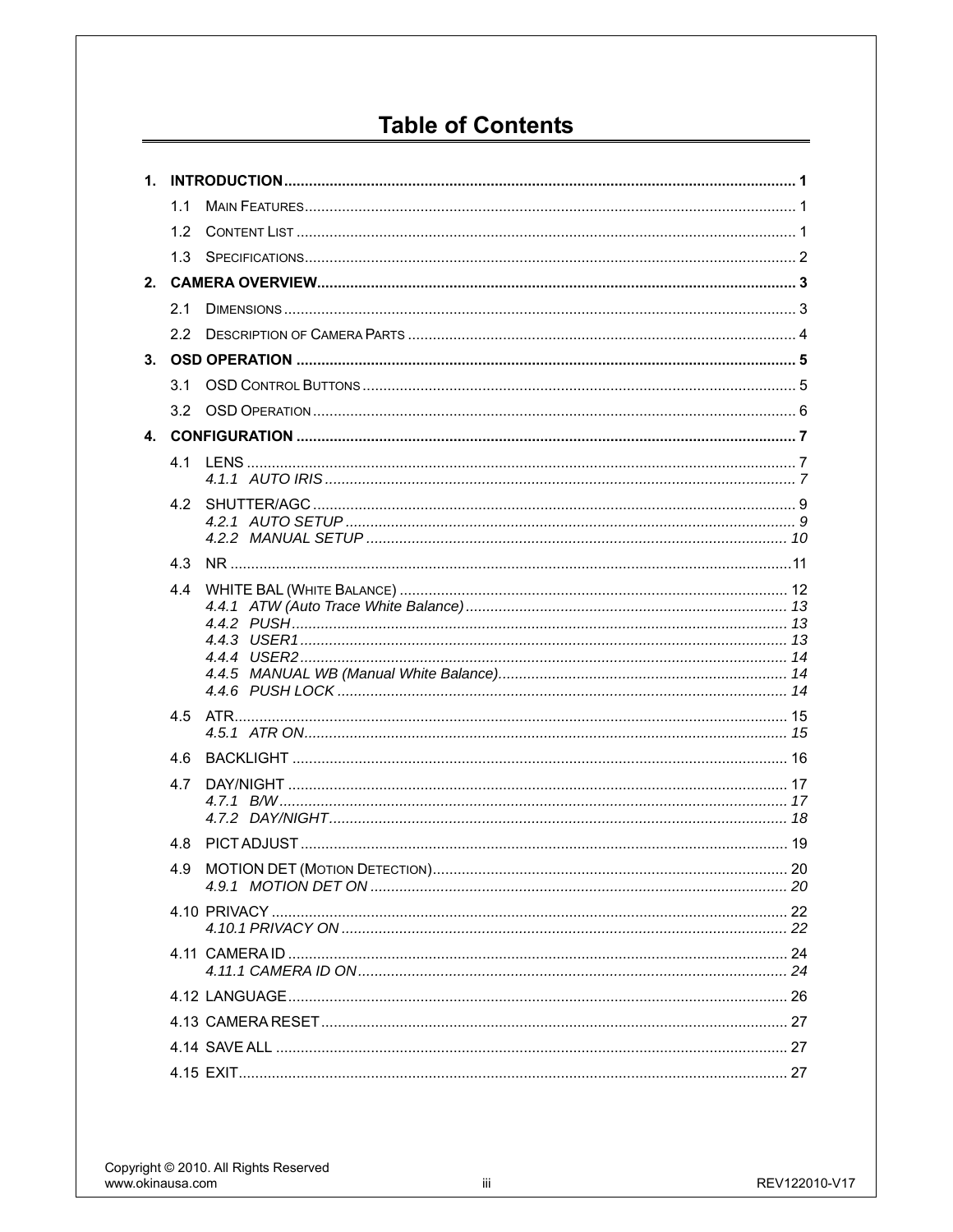# Table of Contents

1. **INTRODUCTION** ........................................ 1
   - 1.1 MAIN FEATURES ........................................ 1
   - 1.2 CONTENT LIST ........................................ 1
   - 1.3 SPECIFICATIONS ........................................ 2
2. **CAMERA OVERVIEW** ........................................ 3
   - 2.1 DIMENSIONS ........................................ 3
   - 2.2 DESCRIPTION OF CAMERA PARTS ........................................ 4
3. **OSD OPERATION** ........................................ 5
   - 3.1 OSD CONTROL BUTTONS ........................................ 5
   - 3.2 OSD OPERATION ........................................ 6
4. **CONFIGURATION** ........................................ 7
   - 4.1 LENS ........................................ 7
     - *4.1.1 AUTO IRIS ........................................ 7*
   - 4.2 SHUTTER/AGC ........................................ 9
     - *4.2.1 AUTO SETUP ........................................ 9*
     - *4.2.2 MANUAL SETUP ........................................ 10*
   - 4.3 NR ........................................ 11
   - 4.4 WHITE BAL (WHITE BALANCE) ........................................ 12
     - *4.4.1 ATW (Auto Trace White Balance) ........................................ 13*
     - *4.4.2 PUSH ........................................ 13*
     - *4.4.3 USER1 ........................................ 13*
     - *4.4.4 USER2 ........................................ 14*
     - *4.4.5 MANUAL WB (Manual White Balance) ........................................ 14*
     - *4.4.6 PUSH LOCK ........................................ 14*
   - 4.5 ATR ........................................ 15
     - *4.5.1 ATR ON ........................................ 15*
   - 4.6 BACKLIGHT ........................................ 16
   - 4.7 DAY/NIGHT ........................................ 17
     - *4.7.1 B/W ........................................ 17*
     - *4.7.2 DAY/NIGHT ........................................ 18*
   - 4.8 PICT ADJUST ........................................ 19
   - 4.9 MOTION DET (MOTION DETECTION) ........................................ 20
     - *4.9.1 MOTION DET ON ........................................ 20*
   - 4.10 PRIVACY ........................................ 22
     - *4.10.1 PRIVACY ON ........................................ 22*
   - 4.11 CAMERA ID ........................................ 24
     - *4.11.1 CAMERA ID ON ........................................ 24*
   - 4.12 LANGUAGE ........................................ 26
   - 4.13 CAMERA RESET ........................................ 27
   - 4.14 SAVE ALL ........................................ 27
   - 4.15 EXIT ........................................ 27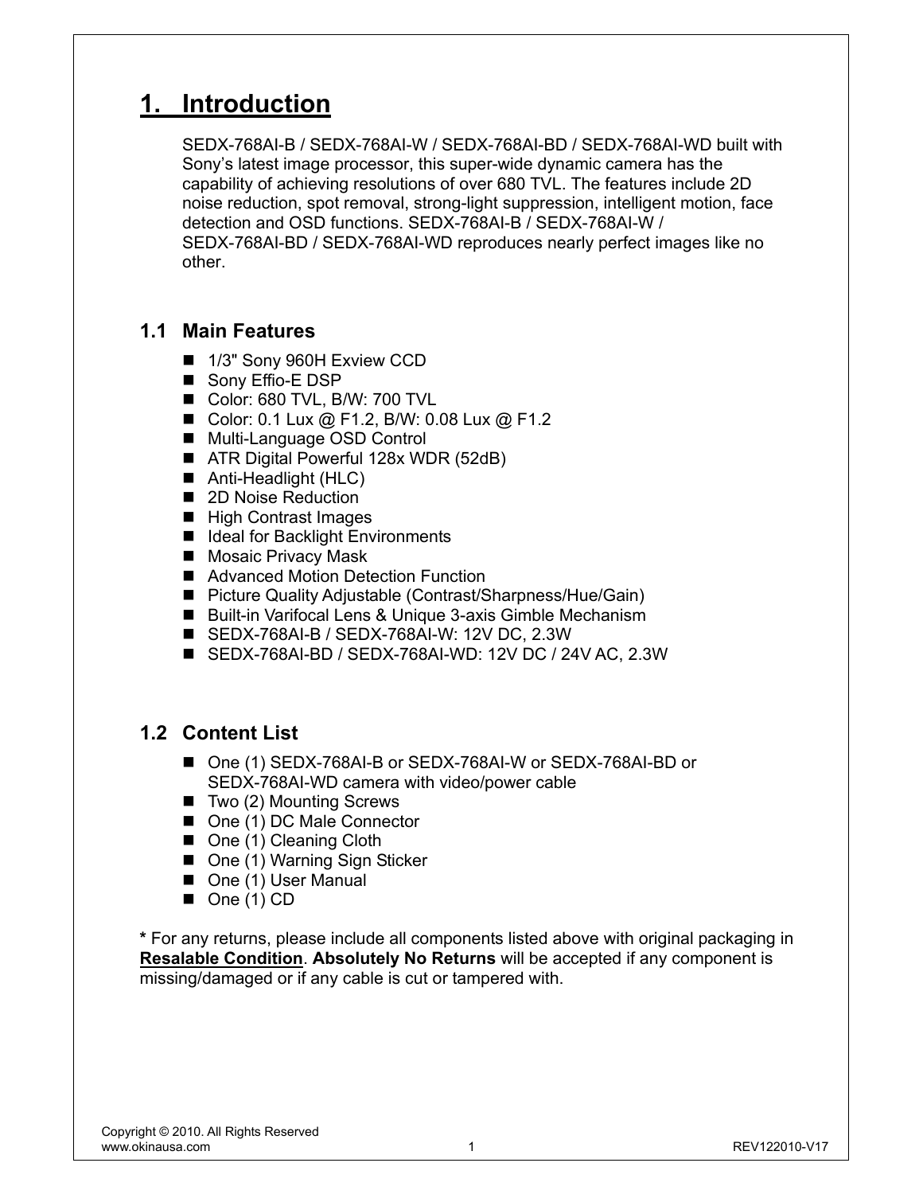# 1. Introduction

SEDX-768AI-B / SEDX-768AI-W / SEDX-768AI-BD / SEDX-768AI-WD built with Sony's latest image processor, this super-wide dynamic camera has the capability of achieving resolutions of over 680 TVL. The features include 2D noise reduction, spot removal, strong-light suppression, intelligent motion, face detection and OSD functions. SEDX-768AI-B / SEDX-768AI-W / SEDX-768AI-BD / SEDX-768AI-WD reproduces nearly perfect images like no other.

## 1.1 Main Features

- 1/3" Sony 960H Exview CCD
- Sony Effio-E DSP
- Color: 680 TVL, B/W: 700 TVL
- Color: 0.1 Lux @ F1.2, B/W: 0.08 Lux @ F1.2
- Multi-Language OSD Control
- ATR Digital Powerful 128x WDR (52dB)
- Anti-Headlight (HLC)
- 2D Noise Reduction
- High Contrast Images
- Ideal for Backlight Environments
- Mosaic Privacy Mask
- Advanced Motion Detection Function
- Picture Quality Adjustable (Contrast/Sharpness/Hue/Gain)
- Built-in Varifocal Lens & Unique 3-axis Gimble Mechanism
- SEDX-768AI-B / SEDX-768AI-W: 12V DC, 2.3W
- SEDX-768AI-BD / SEDX-768AI-WD: 12V DC / 24V AC, 2.3W

## 1.2 Content List

- One (1) SEDX-768AI-B or SEDX-768AI-W or SEDX-768AI-BD or SEDX-768AI-WD camera with video/power cable
- Two (2) Mounting Screws
- One (1) DC Male Connector
- One (1) Cleaning Cloth
- One (1) Warning Sign Sticker
- One (1) User Manual
- One (1) CD

**\*** For any returns, please include all components listed above with original packaging in **Resalable Condition**. **Absolutely No Returns** will be accepted if any component is missing/damaged or if any cable is cut or tampered with.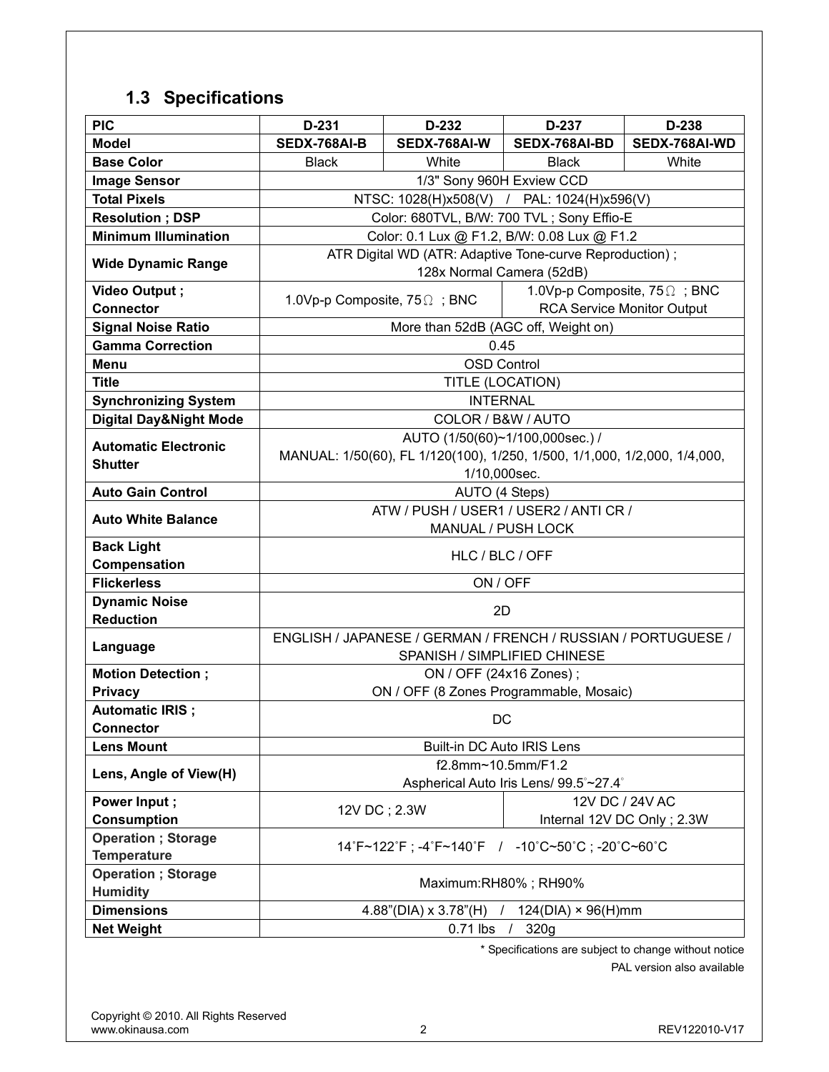## 1.3 Specifications

| PIC | D-231 | D-232 | D-237 | D-238 |
|---|---|---|---|---|
| **Model** | **SEDX-768AI-B** | **SEDX-768AI-W** | **SEDX-768AI-BD** | **SEDX-768AI-WD** |
| **Base Color** | Black | White | Black | White |
| **Image Sensor** | 1/3" Sony 960H Exview CCD | | | |
| **Total Pixels** | NTSC: 1028(H)x508(V) / PAL: 1024(H)x596(V) | | | |
| **Resolution ; DSP** | Color: 680TVL, B/W: 700 TVL ; Sony Effio-E | | | |
| **Minimum Illumination** | Color: 0.1 Lux @ F1.2, B/W: 0.08 Lux @ F1.2 | | | |
| **Wide Dynamic Range** | ATR Digital WD (ATR: Adaptive Tone-curve Reproduction) ; 128x Normal Camera (52dB) | | | |
| **Video Output ; Connector** | 1.0Vp-p Composite, 75Ω ; BNC | | 1.0Vp-p Composite, 75Ω ; BNC RCA Service Monitor Output | |
| **Signal Noise Ratio** | More than 52dB (AGC off, Weight on) | | | |
| **Gamma Correction** | 0.45 | | | |
| **Menu** | OSD Control | | | |
| **Title** | TITLE (LOCATION) | | | |
| **Synchronizing System** | INTERNAL | | | |
| **Digital Day&Night Mode** | COLOR / B&W / AUTO | | | |
| **Automatic Electronic Shutter** | AUTO (1/50(60)~1/100,000sec.) / MANUAL: 1/50(60), FL 1/120(100), 1/250, 1/500, 1/1,000, 1/2,000, 1/4,000, 1/10,000sec. | | | |
| **Auto Gain Control** | AUTO (4 Steps) | | | |
| **Auto White Balance** | ATW / PUSH / USER1 / USER2 / ANTI CR / MANUAL / PUSH LOCK | | | |
| **Back Light Compensation** | HLC / BLC / OFF | | | |
| **Flickerless** | ON / OFF | | | |
| **Dynamic Noise Reduction** | 2D | | | |
| **Language** | ENGLISH / JAPANESE / GERMAN / FRENCH / RUSSIAN / PORTUGUESE / SPANISH / SIMPLIFIED CHINESE | | | |
| **Motion Detection ; Privacy** | ON / OFF (24x16 Zones) ; ON / OFF (8 Zones Programmable, Mosaic) | | | |
| **Automatic IRIS ; Connector** | DC | | | |
| **Lens Mount** | Built-in DC Auto IRIS Lens | | | |
| **Lens, Angle of View(H)** | f2.8mm~10.5mm/F1.2 Aspherical Auto Iris Lens/ 99.5°~27.4° | | | |
| **Power Input ; Consumption** | 12V DC ; 2.3W | | 12V DC / 24V AC Internal 12V DC Only ; 2.3W | |
| **Operation ; Storage Temperature** | 14˚F~122˚F ; -4˚F~140˚F / -10˚C~50˚C ; -20˚C~60˚C | | | |
| **Operation ; Storage Humidity** | Maximum:RH80% ; RH90% | | | |
| **Dimensions** | 4.88"(DIA) x 3.78"(H) / 124(DIA) × 96(H)mm | | | |
| **Net Weight** | 0.71 lbs / 320g | | | |

* Specifications are subject to change without notice

PAL version also available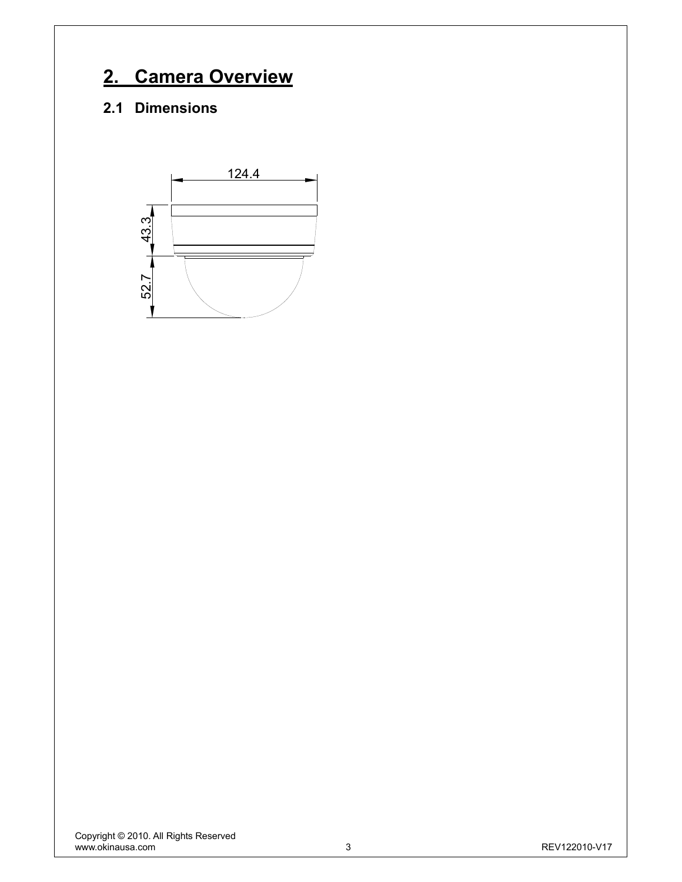# 2. Camera Overview

## 2.1 Dimensions

124.4

43.3

52.7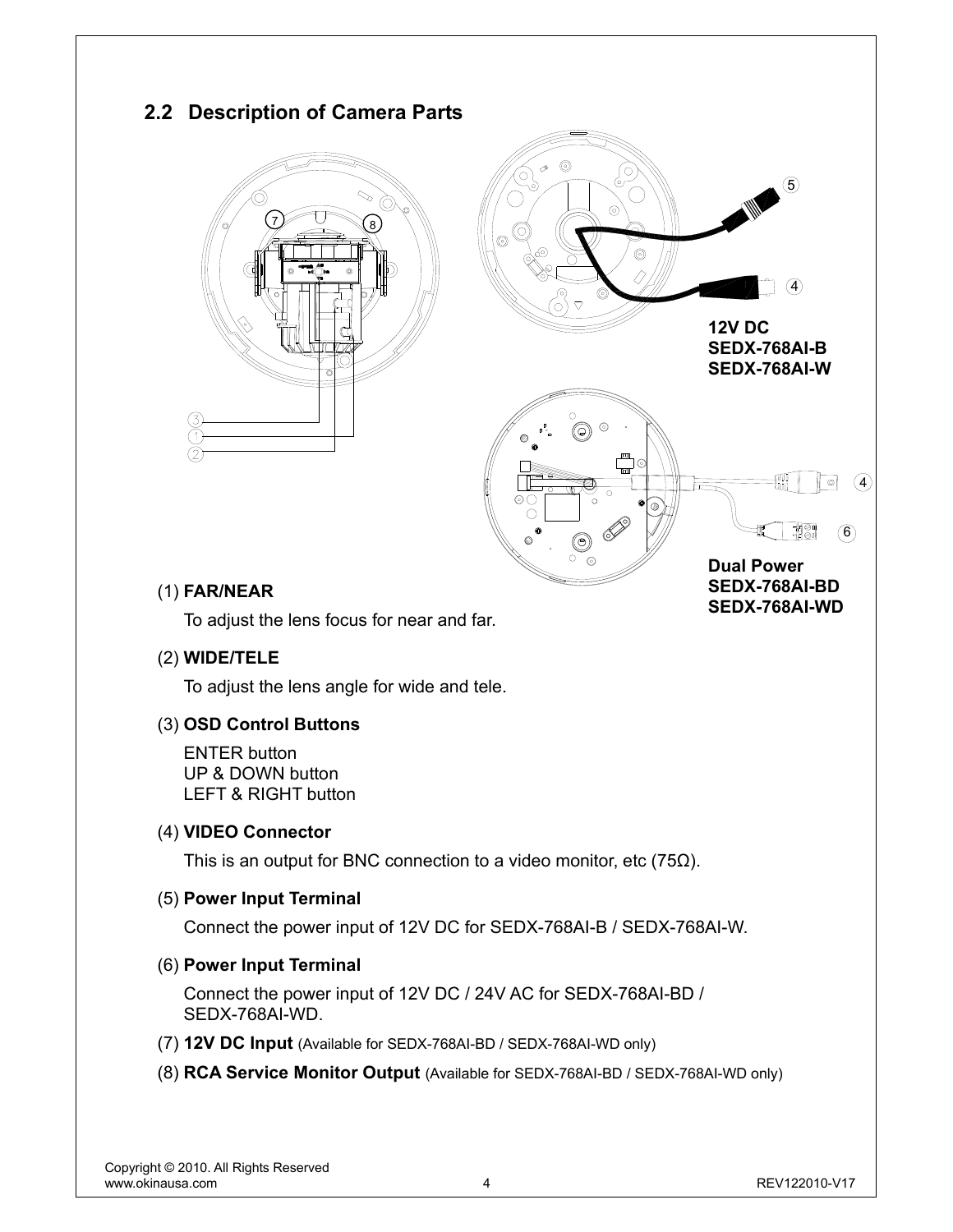## 2.2 Description of Camera Parts

12V DC
SEDX-768AI-B
SEDX-768AI-W

Dual Power
SEDX-768AI-BD
SEDX-768AI-WD

(1) **FAR/NEAR**

To adjust the lens focus for near and far.

(2) **WIDE/TELE**

To adjust the lens angle for wide and tele.

(3) **OSD Control Buttons**

ENTER button
UP & DOWN button
LEFT & RIGHT button

(4) **VIDEO Connector**

This is an output for BNC connection to a video monitor, etc (75Ω).

(5) **Power Input Terminal**

Connect the power input of 12V DC for SEDX-768AI-B / SEDX-768AI-W.

(6) **Power Input Terminal**

Connect the power input of 12V DC / 24V AC for SEDX-768AI-BD / SEDX-768AI-WD.

(7) **12V DC Input** (Available for SEDX-768AI-BD / SEDX-768AI-WD only)

(8) **RCA Service Monitor Output** (Available for SEDX-768AI-BD / SEDX-768AI-WD only)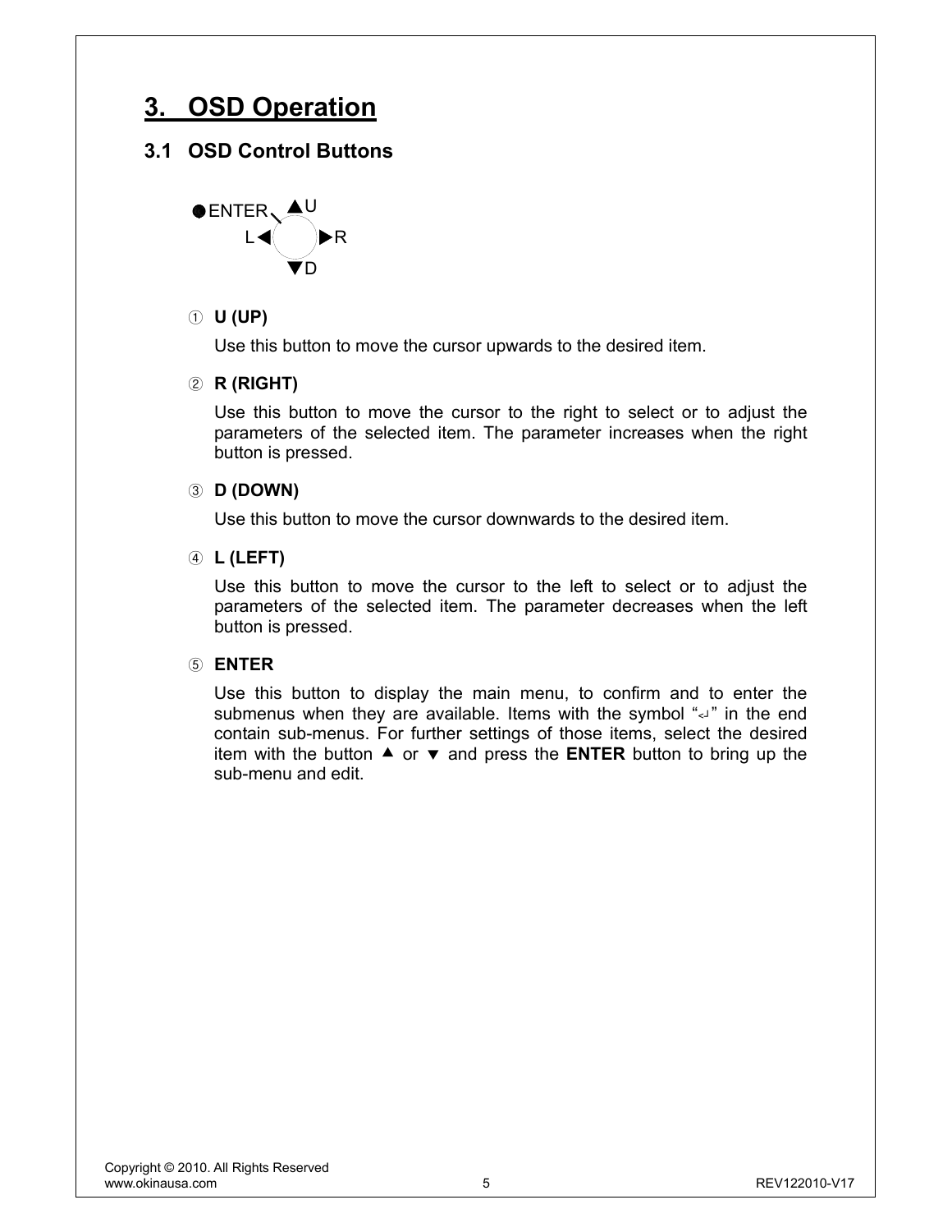# 3. OSD Operation

## 3.1 OSD Control Buttons

●ENTER ▲U
L◀ ▶R
▼D

① **U (UP)**

Use this button to move the cursor upwards to the desired item.

② **R (RIGHT)**

Use this button to move the cursor to the right to select or to adjust the parameters of the selected item. The parameter increases when the right button is pressed.

③ **D (DOWN)**

Use this button to move the cursor downwards to the desired item.

④ **L (LEFT)**

Use this button to move the cursor to the left to select or to adjust the parameters of the selected item. The parameter decreases when the left button is pressed.

⑤ **ENTER**

Use this button to display the main menu, to confirm and to enter the submenus when they are available. Items with the symbol "↵" in the end contain sub-menus. For further settings of those items, select the desired item with the button ▲ or ▼ and press the **ENTER** button to bring up the sub-menu and edit.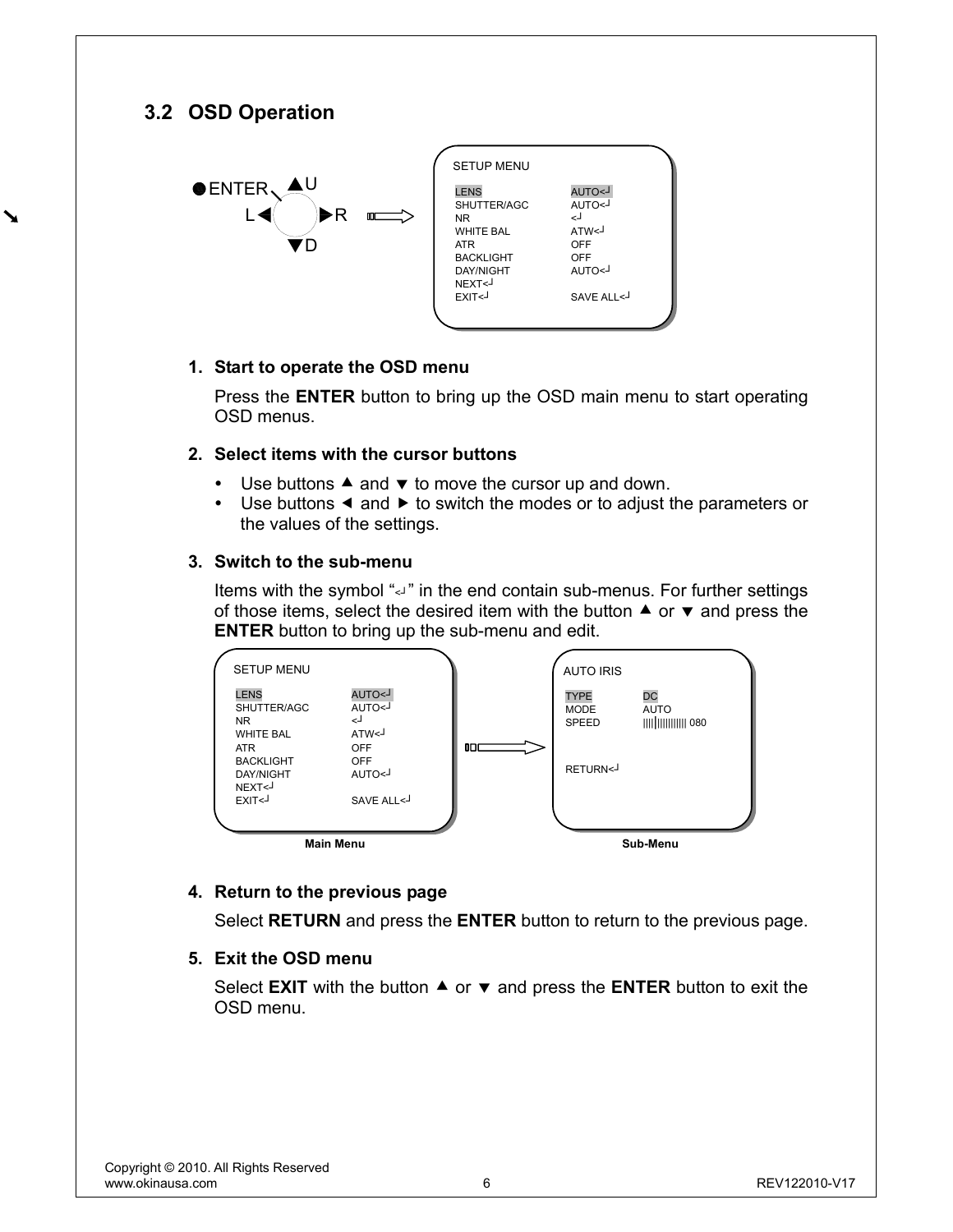## 3.2 OSD Operation

ENTER, U, L, R, D

SETUP MENU

| | |
|---|---|
| LENS | AUTO<┘ |
| SHUTTER/AGC | AUTO<┘ |
| NR | <┘ |
| WHITE BAL | ATW<┘ |
| ATR | OFF |
| BACKLIGHT | OFF |
| DAY/NIGHT | AUTO<┘ |
| NEXT<┘ | |
| EXIT<┘ | SAVE ALL<┘ |

1. **Start to operate the OSD menu**

   Press the **ENTER** button to bring up the OSD main menu to start operating OSD menus.

2. **Select items with the cursor buttons**

   - Use buttons ▲ and ▼ to move the cursor up and down.
   - Use buttons ◄ and ► to switch the modes or to adjust the parameters or the values of the settings.

3. **Switch to the sub-menu**

   Items with the symbol "<┘" in the end contain sub-menus. For further settings of those items, select the desired item with the button ▲ or ▼ and press the **ENTER** button to bring up the sub-menu and edit.

SETUP MENU

| | |
|---|---|
| LENS | AUTO<┘ |
| SHUTTER/AGC | AUTO<┘ |
| NR | <┘ |
| WHITE BAL | ATW<┘ |
| ATR | OFF |
| BACKLIGHT | OFF |
| DAY/NIGHT | AUTO<┘ |
| NEXT<┘ | |
| EXIT<┘ | SAVE ALL<┘ |

**Main Menu**

AUTO IRIS

| | |
|---|---|
| TYPE | DC |
| MODE | AUTO |
| SPEED | ||||||||||||||| 080 |
| RETURN<┘ | |

**Sub-Menu**

4. **Return to the previous page**

   Select **RETURN** and press the **ENTER** button to return to the previous page.

5. **Exit the OSD menu**

   Select **EXIT** with the button ▲ or ▼ and press the **ENTER** button to exit the OSD menu.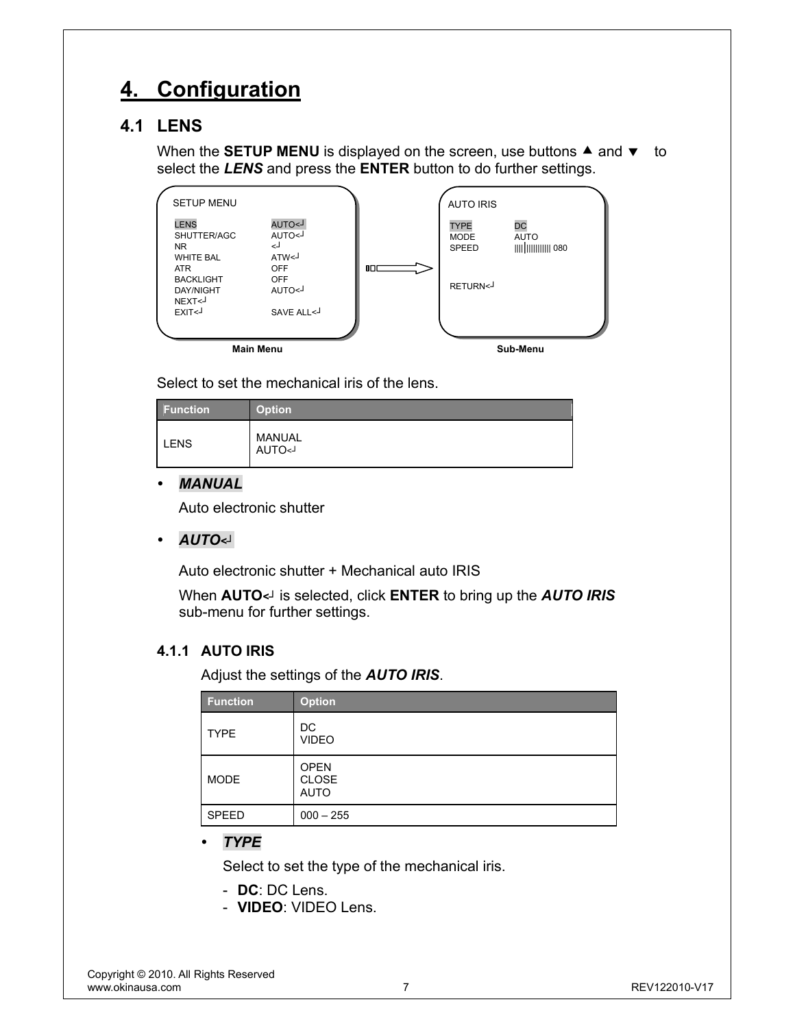# 4. Configuration

## 4.1 LENS

When the **SETUP MENU** is displayed on the screen, use buttons ▲ and ▼ to select the ***LENS*** and press the **ENTER** button to do further settings.

```
SETUP MENU

LENS            AUTO<┘
SHUTTER/AGC     AUTO<┘
NR              <┘
WHITE BAL       ATW<┘
ATR             OFF
BACKLIGHT       OFF
DAY/NIGHT       AUTO<┘
NEXT<┘
EXIT<┘          SAVE ALL<┘
```

**Main Menu**

```
AUTO IRIS

TYPE            DC
MODE            AUTO
SPEED           ||||||||||||||| 080

RETURN<┘
```

**Sub-Menu**

Select to set the mechanical iris of the lens.

| Function | Option |
|---|---|
| LENS | MANUAL<br>AUTO<┘ |

- ***MANUAL***

  Auto electronic shutter

- ***AUTO<┘***

  Auto electronic shutter + Mechanical auto IRIS

  When **AUTO<┘** is selected, click **ENTER** to bring up the ***AUTO IRIS*** sub-menu for further settings.

### 4.1.1 AUTO IRIS

Adjust the settings of the ***AUTO IRIS***.

| Function | Option |
|---|---|
| TYPE | DC<br>VIDEO |
| MODE | OPEN<br>CLOSE<br>AUTO |
| SPEED | 000 – 255 |

- ***TYPE***

  Select to set the type of the mechanical iris.

  - **DC**: DC Lens.
  - **VIDEO**: VIDEO Lens.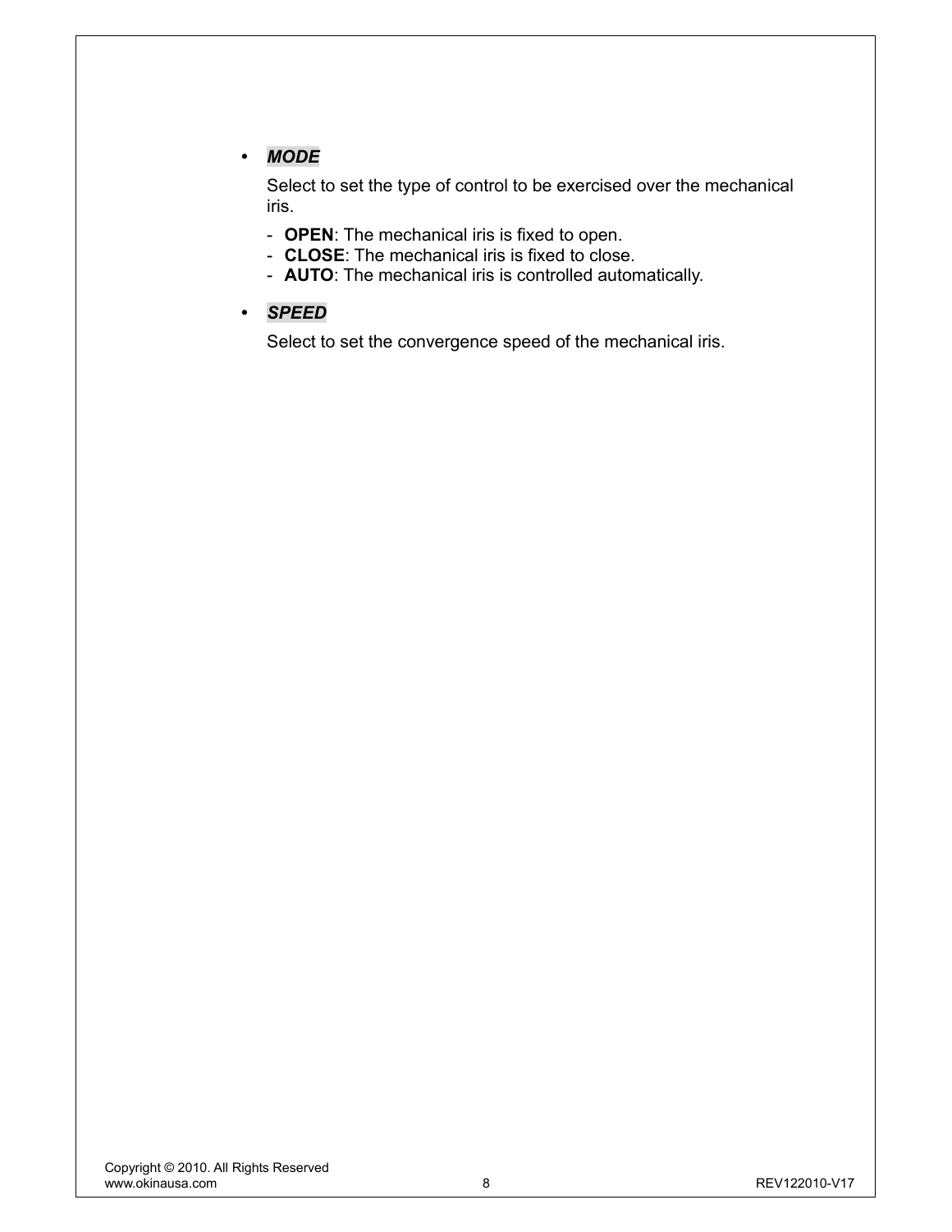- ***MODE***

  Select to set the type of control to be exercised over the mechanical iris.

  - **OPEN**: The mechanical iris is fixed to open.
  - **CLOSE**: The mechanical iris is fixed to close.
  - **AUTO**: The mechanical iris is controlled automatically.

- ***SPEED***

  Select to set the convergence speed of the mechanical iris.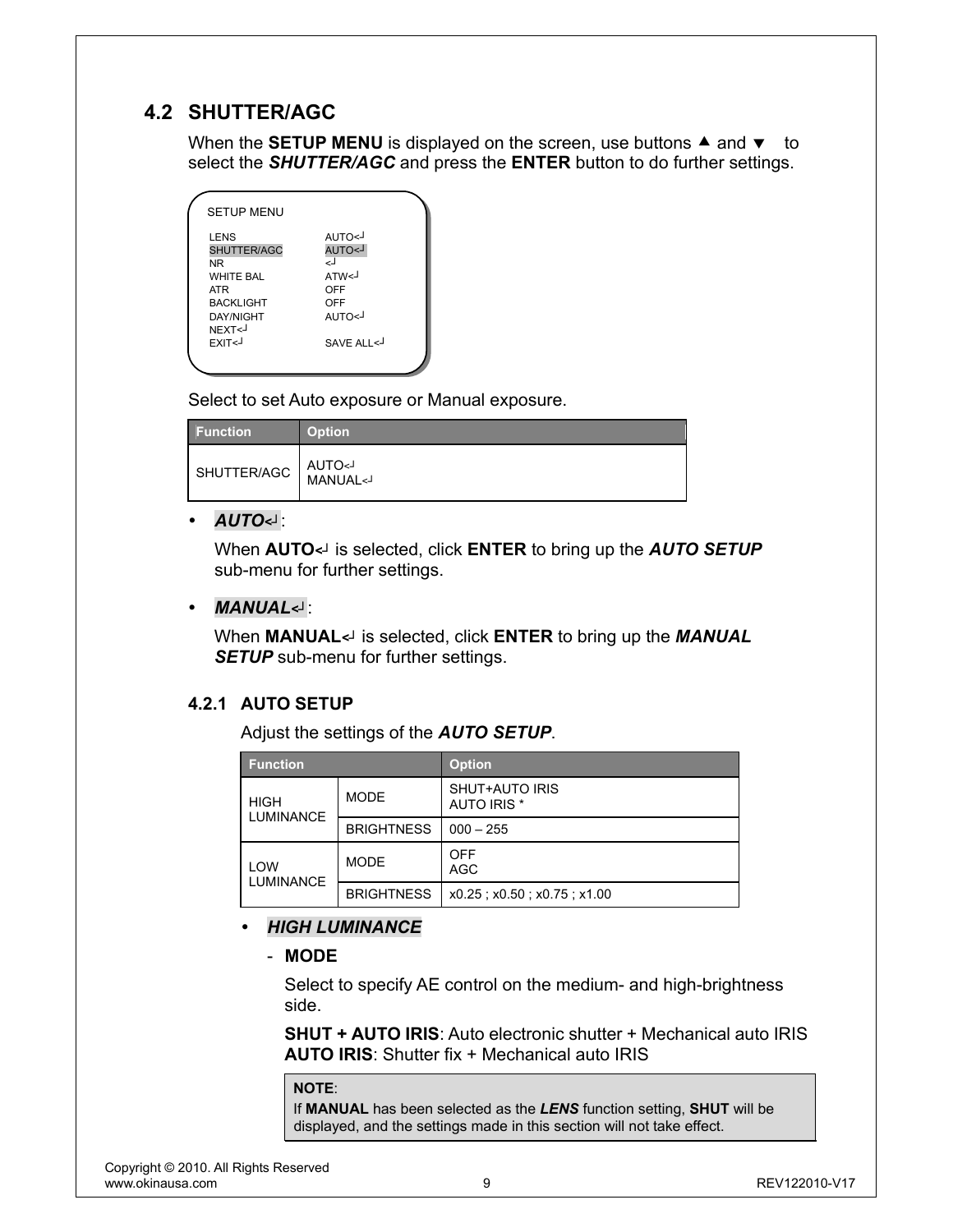## 4.2 SHUTTER/AGC

When the **SETUP MENU** is displayed on the screen, use buttons ▲ and ▼ to select the ***SHUTTER/AGC*** and press the **ENTER** button to do further settings.

```
SETUP MENU

LENS            AUTO<┘
SHUTTER/AGC     AUTO<┘
NR              <┘
WHITE BAL       ATW<┘
ATR             OFF
BACKLIGHT       OFF
DAY/NIGHT       AUTO<┘
NEXT<┘
EXIT<┘          SAVE ALL<┘
```

Select to set Auto exposure or Manual exposure.

| Function | Option |
|---|---|
| SHUTTER/AGC | AUTO<┘<br>MANUAL<┘ |

- ***AUTO<┘***:

  When **AUTO<┘** is selected, click **ENTER** to bring up the ***AUTO SETUP*** sub-menu for further settings.

- ***MANUAL<┘***:

  When **MANUAL<┘** is selected, click **ENTER** to bring up the ***MANUAL SETUP*** sub-menu for further settings.

### 4.2.1 AUTO SETUP

Adjust the settings of the ***AUTO SETUP***.

| Function | | Option |
|---|---|---|
| HIGH LUMINANCE | MODE | SHUT+AUTO IRIS<br>AUTO IRIS * |
| | BRIGHTNESS | 000 – 255 |
| LOW LUMINANCE | MODE | OFF<br>AGC |
| | BRIGHTNESS | x0.25 ; x0.50 ; x0.75 ; x1.00 |

- ***HIGH LUMINANCE***

  - **MODE**

    Select to specify AE control on the medium- and high-brightness side.

    **SHUT + AUTO IRIS**: Auto electronic shutter + Mechanical auto IRIS
    **AUTO IRIS**: Shutter fix + Mechanical auto IRIS

    > **NOTE**:
    > If **MANUAL** has been selected as the ***LENS*** function setting, **SHUT** will be displayed, and the settings made in this section will not take effect.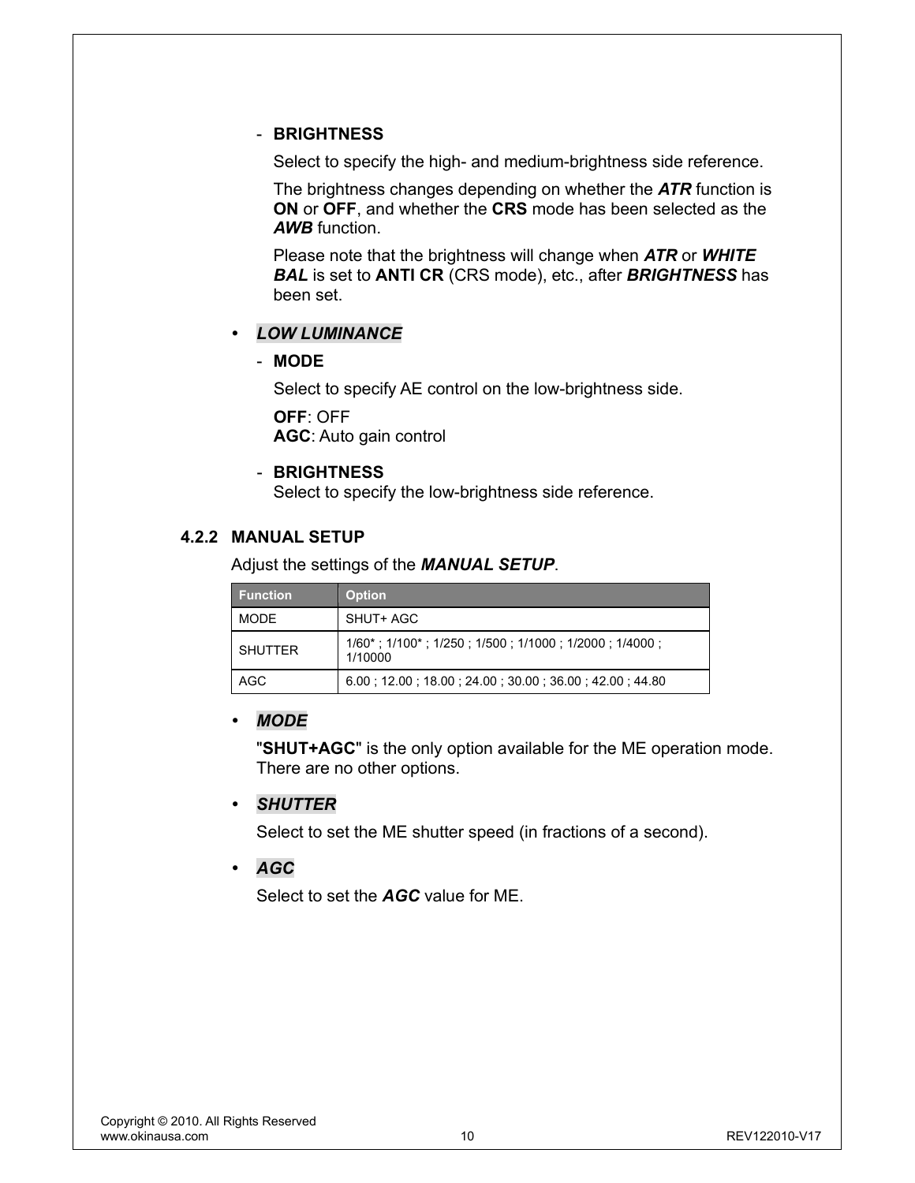- **BRIGHTNESS**

  Select to specify the high- and medium-brightness side reference.

  The brightness changes depending on whether the ***ATR*** function is **ON** or **OFF**, and whether the **CRS** mode has been selected as the ***AWB*** function.

  Please note that the brightness will change when ***ATR*** or ***WHITE BAL*** is set to **ANTI CR** (CRS mode), etc., after ***BRIGHTNESS*** has been set.

- ***LOW LUMINANCE***

  - **MODE**

    Select to specify AE control on the low-brightness side.

    **OFF**: OFF
    **AGC**: Auto gain control

  - **BRIGHTNESS**
    Select to specify the low-brightness side reference.

### 4.2.2 MANUAL SETUP

Adjust the settings of the ***MANUAL SETUP***.

| Function | Option |
|---|---|
| MODE | SHUT+ AGC |
| SHUTTER | 1/60* ; 1/100* ; 1/250 ; 1/500 ; 1/1000 ; 1/2000 ; 1/4000 ; 1/10000 |
| AGC | 6.00 ; 12.00 ; 18.00 ; 24.00 ; 30.00 ; 36.00 ; 42.00 ; 44.80 |

- ***MODE***

  "**SHUT+AGC**" is the only option available for the ME operation mode. There are no other options.

- ***SHUTTER***

  Select to set the ME shutter speed (in fractions of a second).

- ***AGC***

  Select to set the ***AGC*** value for ME.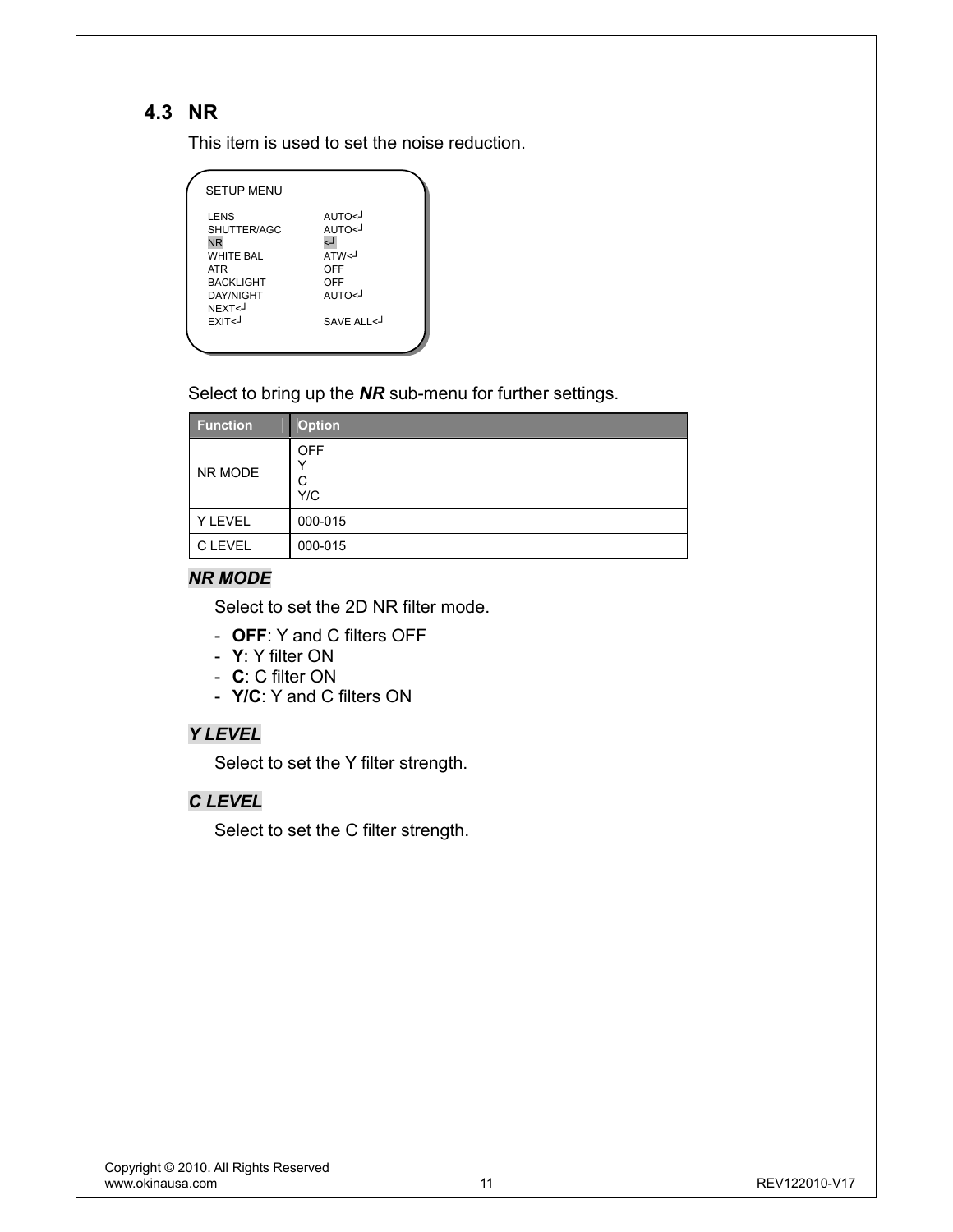## 4.3 NR

This item is used to set the noise reduction.

```
SETUP MENU

LENS              AUTO<┘
SHUTTER/AGC       AUTO<┘
NR                <┘
WHITE BAL         ATW<┘
ATR               OFF
BACKLIGHT         OFF
DAY/NIGHT         AUTO<┘
NEXT<┘
EXIT<┘            SAVE ALL<┘
```

Select to bring up the ***NR*** sub-menu for further settings.

| Function | Option |
|---|---|
| NR MODE | OFF<br>Y<br>C<br>Y/C |
| Y LEVEL | 000-015 |
| C LEVEL | 000-015 |

***NR MODE***

Select to set the 2D NR filter mode.

- **OFF**: Y and C filters OFF
- **Y**: Y filter ON
- **C**: C filter ON
- **Y/C**: Y and C filters ON

***Y LEVEL***

Select to set the Y filter strength.

***C LEVEL***

Select to set the C filter strength.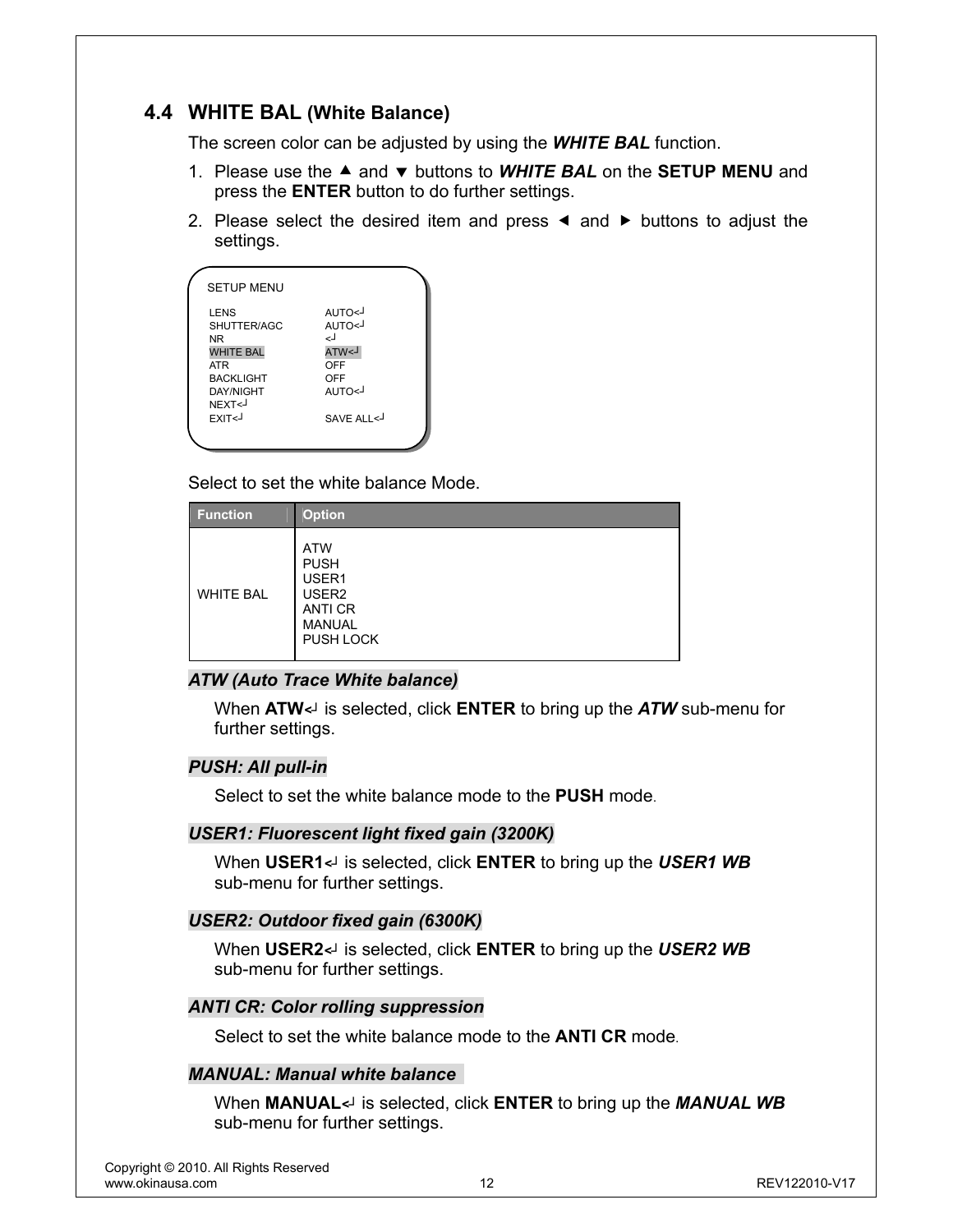## 4.4 WHITE BAL (White Balance)

The screen color can be adjusted by using the ***WHITE BAL*** function.

1. Please use the ▲ and ▼ buttons to ***WHITE BAL*** on the **SETUP MENU** and press the **ENTER** button to do further settings.
2. Please select the desired item and press ◄ and ► buttons to adjust the settings.

```
SETUP MENU

LENS              AUTO<┘
SHUTTER/AGC       AUTO<┘
NR                <┘
WHITE BAL         ATW<┘
ATR               OFF
BACKLIGHT         OFF
DAY/NIGHT         AUTO<┘
NEXT<┘
EXIT<┘            SAVE ALL<┘
```

Select to set the white balance Mode.

| Function | Option |
|---|---|
| WHITE BAL | ATW<br>PUSH<br>USER1<br>USER2<br>ANTI CR<br>MANUAL<br>PUSH LOCK |

***ATW (Auto Trace White balance)***

When **ATW<┘** is selected, click **ENTER** to bring up the ***ATW*** sub-menu for further settings.

***PUSH: All pull-in***

Select to set the white balance mode to the **PUSH** mode.

***USER1: Fluorescent light fixed gain (3200K)***

When **USER1<┘** is selected, click **ENTER** to bring up the ***USER1 WB*** sub-menu for further settings.

***USER2: Outdoor fixed gain (6300K)***

When **USER2<┘** is selected, click **ENTER** to bring up the ***USER2 WB*** sub-menu for further settings.

***ANTI CR: Color rolling suppression***

Select to set the white balance mode to the **ANTI CR** mode.

***MANUAL: Manual white balance***

When **MANUAL<┘** is selected, click **ENTER** to bring up the ***MANUAL WB*** sub-menu for further settings.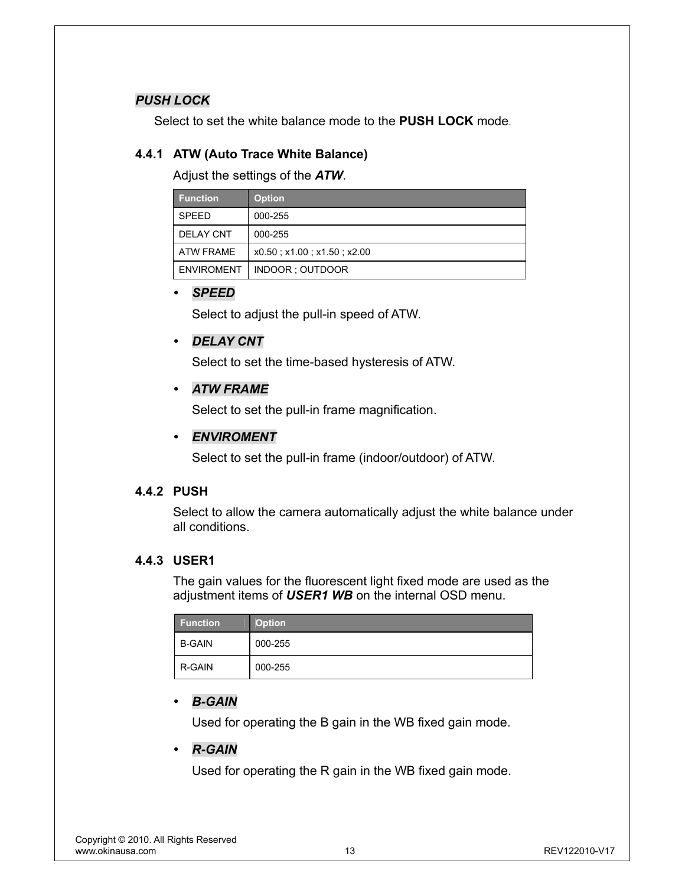***PUSH LOCK***

Select to set the white balance mode to the **PUSH LOCK** mode.

### 4.4.1 ATW (Auto Trace White Balance)

Adjust the settings of the ***ATW***.

| Function | Option |
|---|---|
| SPEED | 000-255 |
| DELAY CNT | 000-255 |
| ATW FRAME | x0.50 ; x1.00 ; x1.50 ; x2.00 |
| ENVIROMENT | INDOOR ; OUTDOOR |

- ***SPEED***

  Select to adjust the pull-in speed of ATW.

- ***DELAY CNT***

  Select to set the time-based hysteresis of ATW.

- ***ATW FRAME***

  Select to set the pull-in frame magnification.

- ***ENVIROMENT***

  Select to set the pull-in frame (indoor/outdoor) of ATW.

### 4.4.2 PUSH

Select to allow the camera automatically adjust the white balance under all conditions.

### 4.4.3 USER1

The gain values for the fluorescent light fixed mode are used as the adjustment items of ***USER1 WB*** on the internal OSD menu.

| Function | Option |
|---|---|
| B-GAIN | 000-255 |
| R-GAIN | 000-255 |

- ***B-GAIN***

  Used for operating the B gain in the WB fixed gain mode.

- ***R-GAIN***

  Used for operating the R gain in the WB fixed gain mode.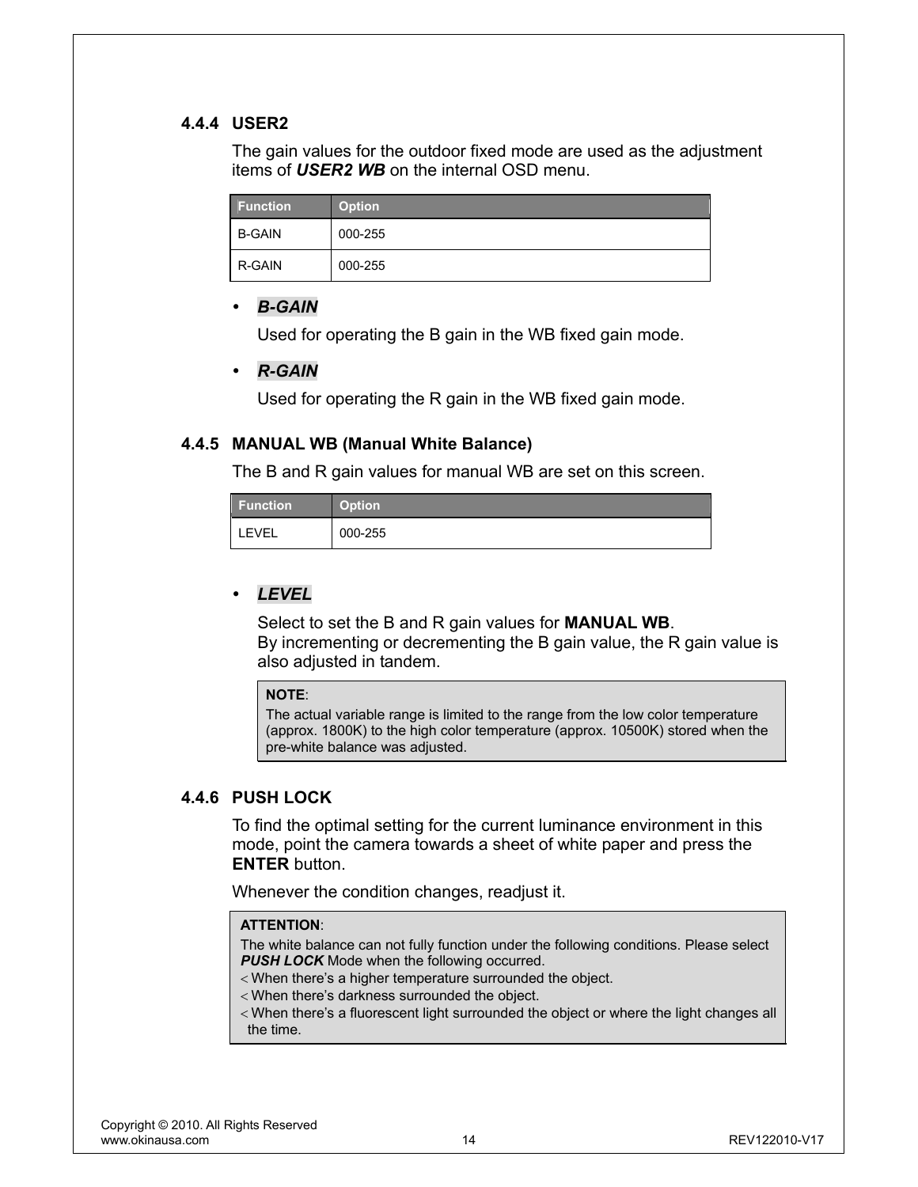### 4.4.4 USER2

The gain values for the outdoor fixed mode are used as the adjustment items of ***USER2 WB*** on the internal OSD menu.

| Function | Option |
|---|---|
| B-GAIN | 000-255 |
| R-GAIN | 000-255 |

- ***B-GAIN***

  Used for operating the B gain in the WB fixed gain mode.

- ***R-GAIN***

  Used for operating the R gain in the WB fixed gain mode.

### 4.4.5 MANUAL WB (Manual White Balance)

The B and R gain values for manual WB are set on this screen.

| Function | Option |
|---|---|
| LEVEL | 000-255 |

- ***LEVEL***

  Select to set the B and R gain values for **MANUAL WB**.
  By incrementing or decrementing the B gain value, the R gain value is also adjusted in tandem.

  > **NOTE**:
  > The actual variable range is limited to the range from the low color temperature (approx. 1800K) to the high color temperature (approx. 10500K) stored when the pre-white balance was adjusted.

### 4.4.6 PUSH LOCK

To find the optimal setting for the current luminance environment in this mode, point the camera towards a sheet of white paper and press the **ENTER** button.

Whenever the condition changes, readjust it.

> **ATTENTION**:
> The white balance can not fully function under the following conditions. Please select ***PUSH LOCK*** Mode when the following occurred.
> - When there's a higher temperature surrounded the object.
> - When there's darkness surrounded the object.
> - When there's a fluorescent light surrounded the object or where the light changes all the time.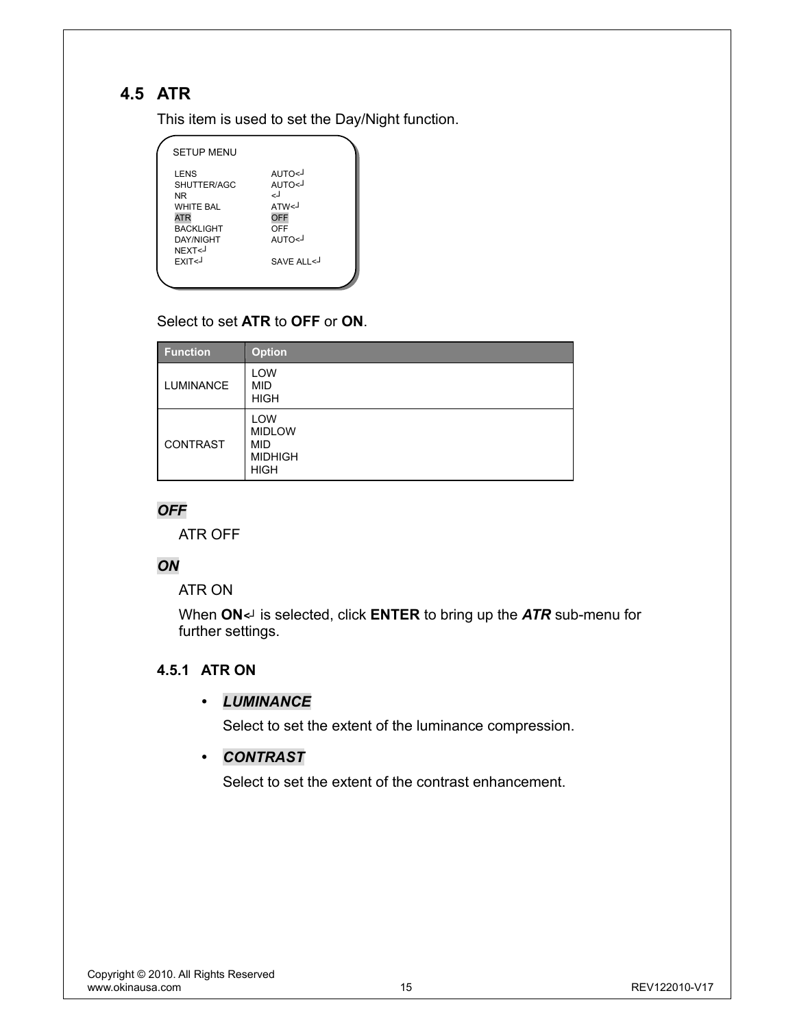## 4.5 ATR

This item is used to set the Day/Night function.

```
SETUP MENU

LENS            AUTO<┘
SHUTTER/AGC     AUTO<┘
NR              <┘
WHITE BAL       ATW<┘
ATR             OFF
BACKLIGHT       OFF
DAY/NIGHT       AUTO<┘
NEXT<┘
EXIT<┘          SAVE ALL<┘
```

Select to set **ATR** to **OFF** or **ON**.

| Function | Option |
| --- | --- |
| LUMINANCE | LOW<br>MID<br>HIGH |
| CONTRAST | LOW<br>MIDLOW<br>MID<br>MIDHIGH<br>HIGH |

***OFF***

ATR OFF

***ON***

ATR ON

When **ON**<┘ is selected, click **ENTER** to bring up the ***ATR*** sub-menu for further settings.

### 4.5.1 ATR ON

- ***LUMINANCE***

  Select to set the extent of the luminance compression.

- ***CONTRAST***

  Select to set the extent of the contrast enhancement.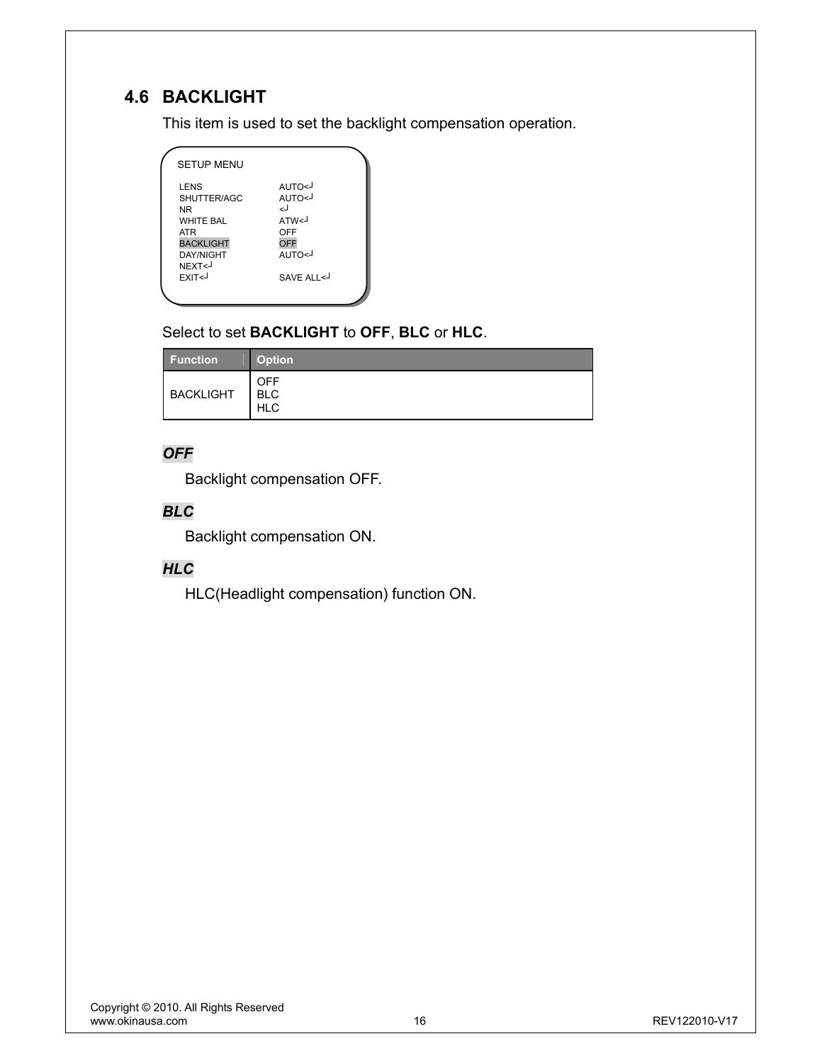## 4.6 BACKLIGHT

This item is used to set the backlight compensation operation.

```
SETUP MENU

LENS            AUTO<┘
SHUTTER/AGC     AUTO<┘
NR              <┘
WHITE BAL       ATW<┘
ATR             OFF
BACKLIGHT       OFF
DAY/NIGHT       AUTO<┘
NEXT<┘
EXIT<┘          SAVE ALL<┘
```

Select to set **BACKLIGHT** to **OFF**, **BLC** or **HLC**.

| Function | Option |
| --- | --- |
| BACKLIGHT | OFF<br>BLC<br>HLC |

***OFF***

Backlight compensation OFF.

***BLC***

Backlight compensation ON.

***HLC***

HLC(Headlight compensation) function ON.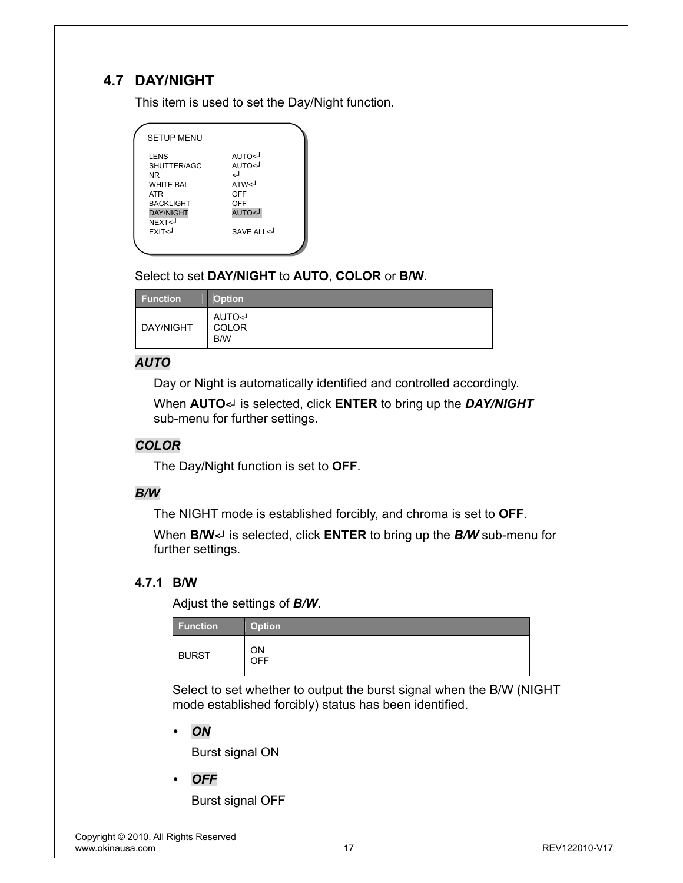## 4.7 DAY/NIGHT

This item is used to set the Day/Night function.

```
SETUP MENU

LENS            AUTO<┘
SHUTTER/AGC     AUTO<┘
NR              <┘
WHITE BAL       ATW<┘
ATR             OFF
BACKLIGHT       OFF
DAY/NIGHT       AUTO<┘
NEXT<┘
EXIT<┘          SAVE ALL<┘
```

Select to set **DAY/NIGHT** to **AUTO**, **COLOR** or **B/W**.

| Function | Option |
|---|---|
| DAY/NIGHT | AUTO<┘<br>COLOR<br>B/W |

***AUTO***

Day or Night is automatically identified and controlled accordingly.

When **AUTO<┘** is selected, click **ENTER** to bring up the ***DAY/NIGHT*** sub-menu for further settings.

***COLOR***

The Day/Night function is set to **OFF**.

***B/W***

The NIGHT mode is established forcibly, and chroma is set to **OFF**.

When **B/W<┘** is selected, click **ENTER** to bring up the ***B/W*** sub-menu for further settings.

### 4.7.1 B/W

Adjust the settings of ***B/W***.

| Function | Option |
|---|---|
| BURST | ON<br>OFF |

Select to set whether to output the burst signal when the B/W (NIGHT mode established forcibly) status has been identified.

- ***ON***

  Burst signal ON

- ***OFF***

  Burst signal OFF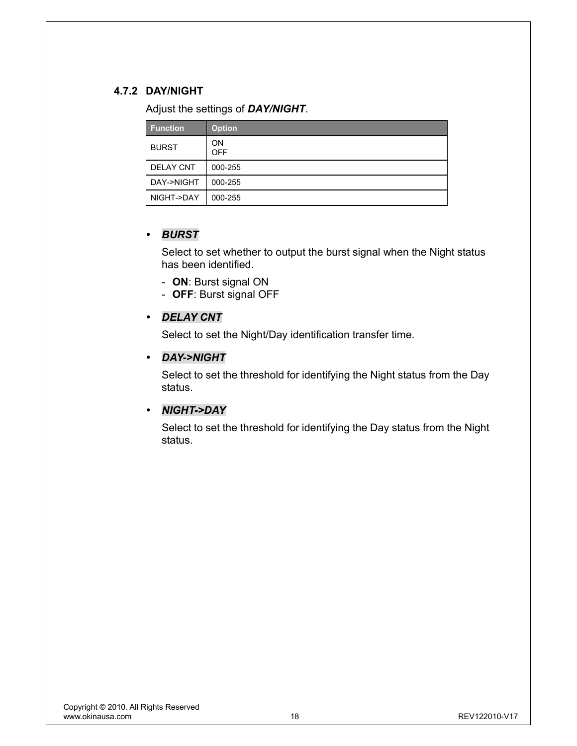### 4.7.2 DAY/NIGHT

Adjust the settings of ***DAY/NIGHT***.

| Function | Option |
|---|---|
| BURST | ON<br>OFF |
| DELAY CNT | 000-255 |
| DAY->NIGHT | 000-255 |
| NIGHT->DAY | 000-255 |

- ***BURST***

  Select to set whether to output the burst signal when the Night status has been identified.

  - **ON**: Burst signal ON
  - **OFF**: Burst signal OFF

- ***DELAY CNT***

  Select to set the Night/Day identification transfer time.

- ***DAY->NIGHT***

  Select to set the threshold for identifying the Night status from the Day status.

- ***NIGHT->DAY***

  Select to set the threshold for identifying the Day status from the Night status.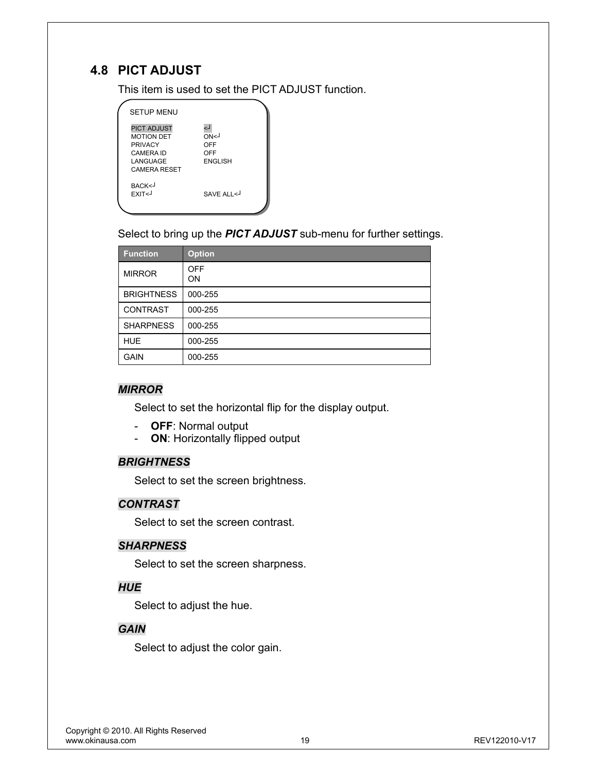## 4.8 PICT ADJUST

This item is used to set the PICT ADJUST function.

```
SETUP MENU

PICT ADJUST        <┘
MOTION DET         ON<┘
PRIVACY            OFF
CAMERA ID          OFF
LANGUAGE           ENGLISH
CAMERA RESET

BACK<┘
EXIT<┘             SAVE ALL<┘
```

Select to bring up the ***PICT ADJUST*** sub-menu for further settings.

| Function | Option |
|---|---|
| MIRROR | OFF<br>ON |
| BRIGHTNESS | 000-255 |
| CONTRAST | 000-255 |
| SHARPNESS | 000-255 |
| HUE | 000-255 |
| GAIN | 000-255 |

***MIRROR***

Select to set the horizontal flip for the display output.

- **OFF**: Normal output
- **ON**: Horizontally flipped output

***BRIGHTNESS***

Select to set the screen brightness.

***CONTRAST***

Select to set the screen contrast.

***SHARPNESS***

Select to set the screen sharpness.

***HUE***

Select to adjust the hue.

***GAIN***

Select to adjust the color gain.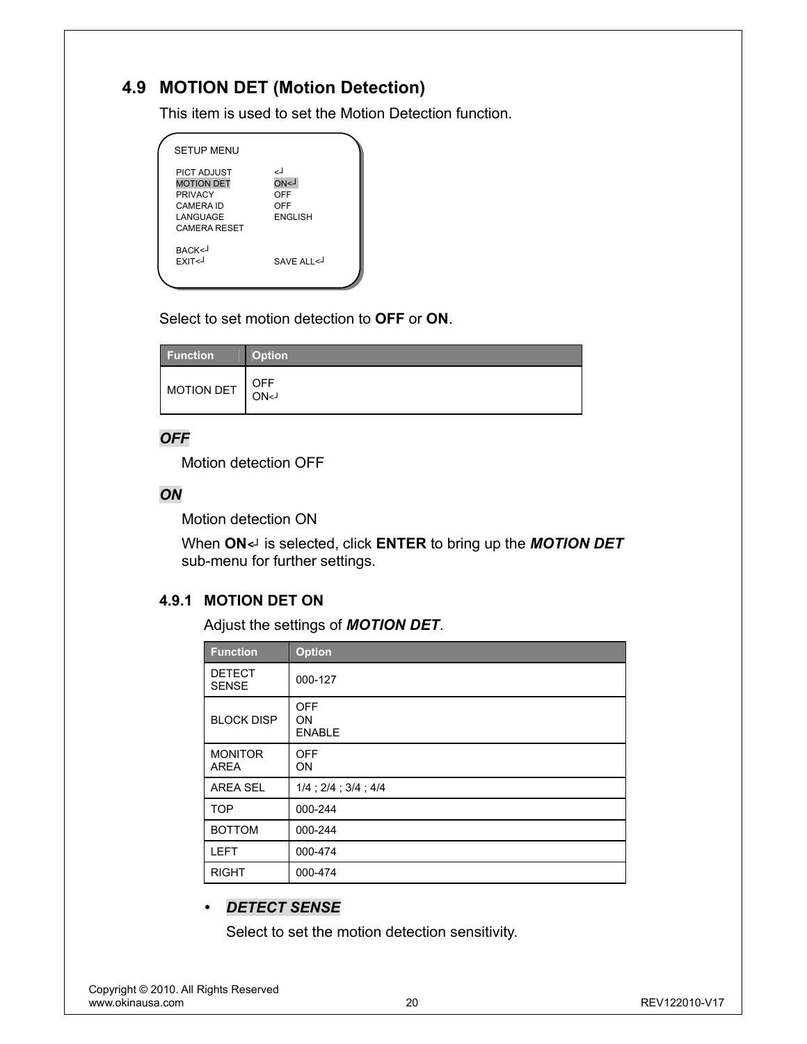## 4.9 MOTION DET (Motion Detection)

This item is used to set the Motion Detection function.

```
SETUP MENU

PICT ADJUST          <┘
MOTION DET           ON<┘
PRIVACY              OFF
CAMERA ID            OFF
LANGUAGE             ENGLISH
CAMERA RESET

BACK<┘
EXIT<┘               SAVE ALL<┘
```

Select to set motion detection to **OFF** or **ON**.

| Function | Option |
|---|---|
| MOTION DET | OFF<br>ON<┘ |

***OFF***

Motion detection OFF

***ON***

Motion detection ON

When **ON**<┘ is selected, click **ENTER** to bring up the ***MOTION DET*** sub-menu for further settings.

### 4.9.1 MOTION DET ON

Adjust the settings of ***MOTION DET***.

| Function | Option |
|---|---|
| DETECT SENSE | 000-127 |
| BLOCK DISP | OFF<br>ON<br>ENABLE |
| MONITOR AREA | OFF<br>ON |
| AREA SEL | 1/4 ; 2/4 ; 3/4 ; 4/4 |
| TOP | 000-244 |
| BOTTOM | 000-244 |
| LEFT | 000-474 |
| RIGHT | 000-474 |

- ***DETECT SENSE***

  Select to set the motion detection sensitivity.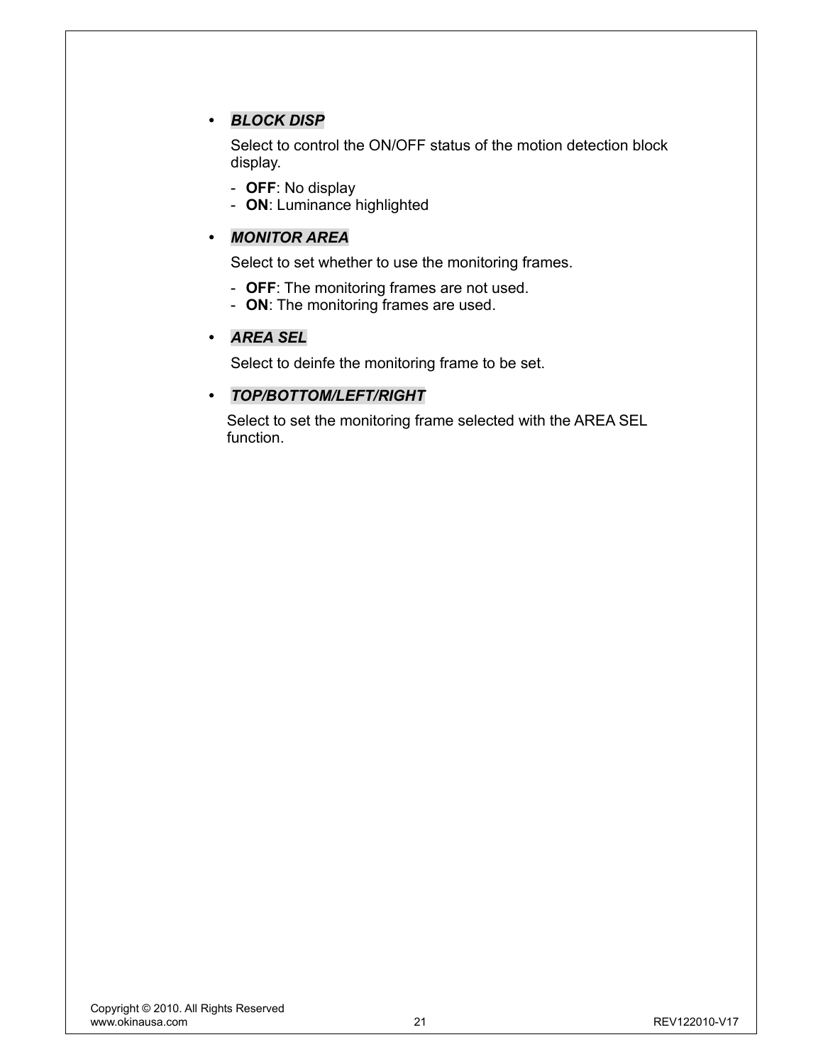- ***BLOCK DISP***

  Select to control the ON/OFF status of the motion detection block display.

  - **OFF**: No display
  - **ON**: Luminance highlighted

- ***MONITOR AREA***

  Select to set whether to use the monitoring frames.

  - **OFF**: The monitoring frames are not used.
  - **ON**: The monitoring frames are used.

- ***AREA SEL***

  Select to deinfe the monitoring frame to be set.

- ***TOP/BOTTOM/LEFT/RIGHT***

  Select to set the monitoring frame selected with the AREA SEL function.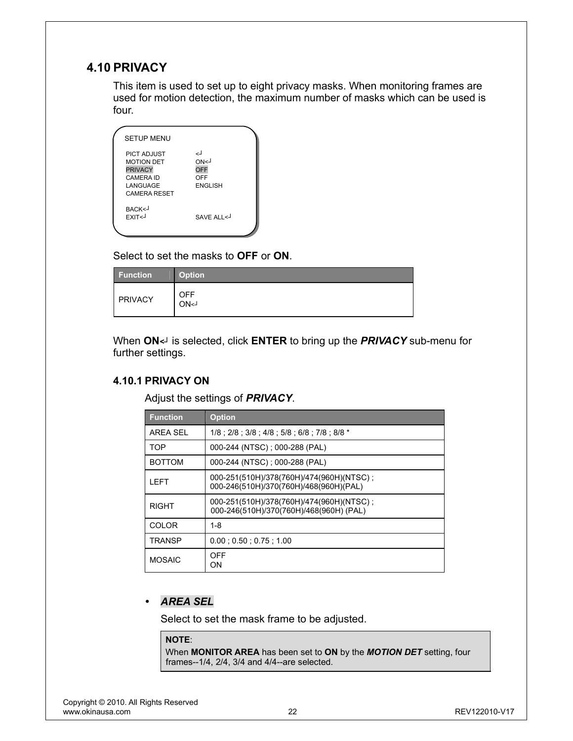## 4.10 PRIVACY

This item is used to set up to eight privacy masks. When monitoring frames are used for motion detection, the maximum number of masks which can be used is four.

```
SETUP MENU

PICT ADJUST        <┘
MOTION DET         ON<┘
PRIVACY            OFF
CAMERA ID          OFF
LANGUAGE           ENGLISH
CAMERA RESET

BACK<┘
EXIT<┘             SAVE ALL<┘
```

Select to set the masks to **OFF** or **ON**.

| Function | Option |
|---|---|
| PRIVACY | OFF<br>ON<┘ |

When **ON**<┘ is selected, click **ENTER** to bring up the ***PRIVACY*** sub-menu for further settings.

### 4.10.1 PRIVACY ON

Adjust the settings of ***PRIVACY***.

| Function | Option |
|---|---|
| AREA SEL | 1/8 ; 2/8 ; 3/8 ; 4/8 ; 5/8 ; 6/8 ; 7/8 ; 8/8 * |
| TOP | 000-244 (NTSC) ; 000-288 (PAL) |
| BOTTOM | 000-244 (NTSC) ; 000-288 (PAL) |
| LEFT | 000-251(510H)/378(760H)/474(960H)(NTSC) ;<br>000-246(510H)/370(760H)/468(960H)(PAL) |
| RIGHT | 000-251(510H)/378(760H)/474(960H)(NTSC) ;<br>000-246(510H)/370(760H)/468(960H) (PAL) |
| COLOR | 1-8 |
| TRANSP | 0.00 ; 0.50 ; 0.75 ; 1.00 |
| MOSAIC | OFF<br>ON |

- ***AREA SEL***

  Select to set the mask frame to be adjusted.

  > **NOTE**:
  > When **MONITOR AREA** has been set to **ON** by the ***MOTION DET*** setting, four frames--1/4, 2/4, 3/4 and 4/4--are selected.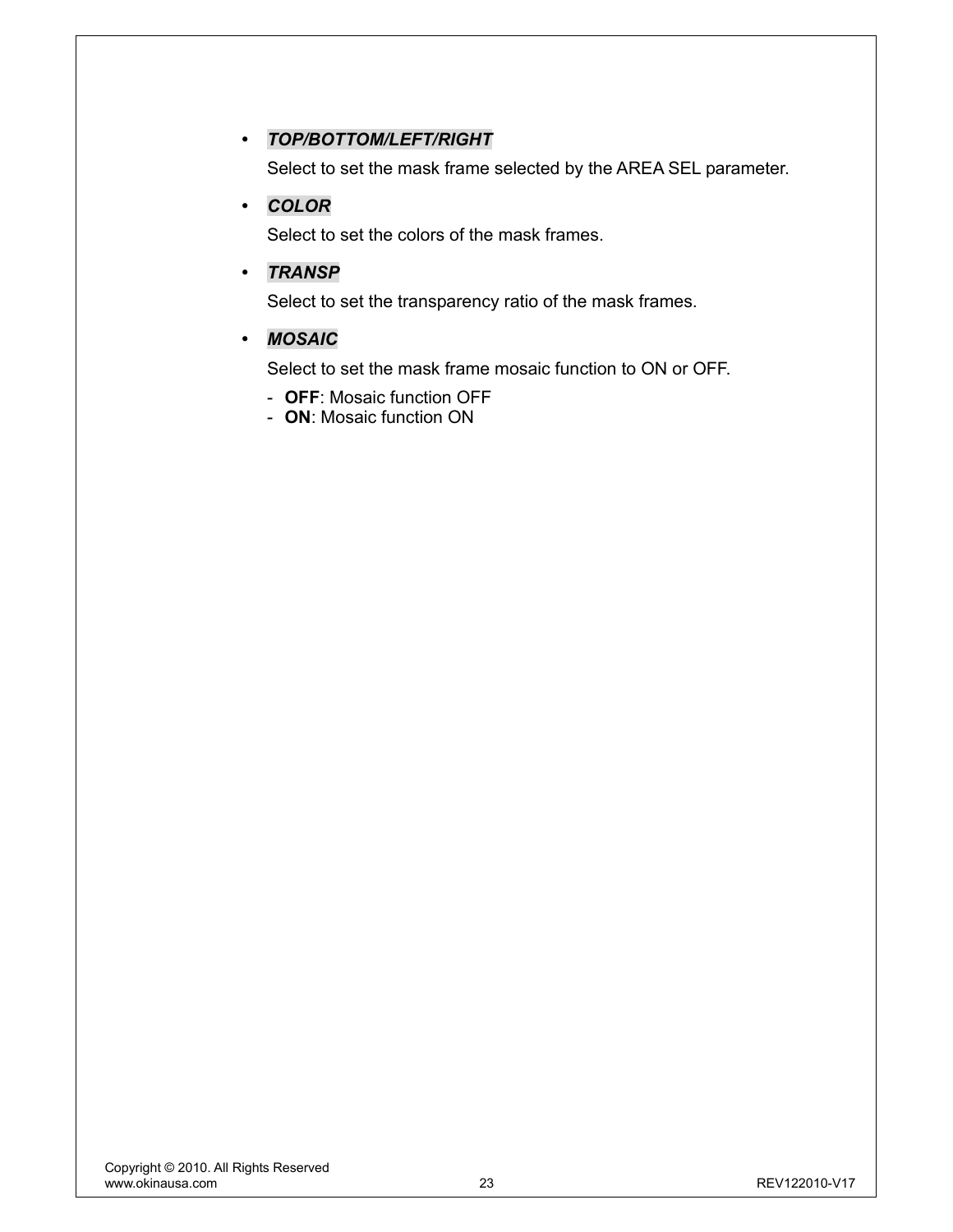- ***TOP/BOTTOM/LEFT/RIGHT***

  Select to set the mask frame selected by the AREA SEL parameter.

- ***COLOR***

  Select to set the colors of the mask frames.

- ***TRANSP***

  Select to set the transparency ratio of the mask frames.

- ***MOSAIC***

  Select to set the mask frame mosaic function to ON or OFF.

  - **OFF**: Mosaic function OFF
  - **ON**: Mosaic function ON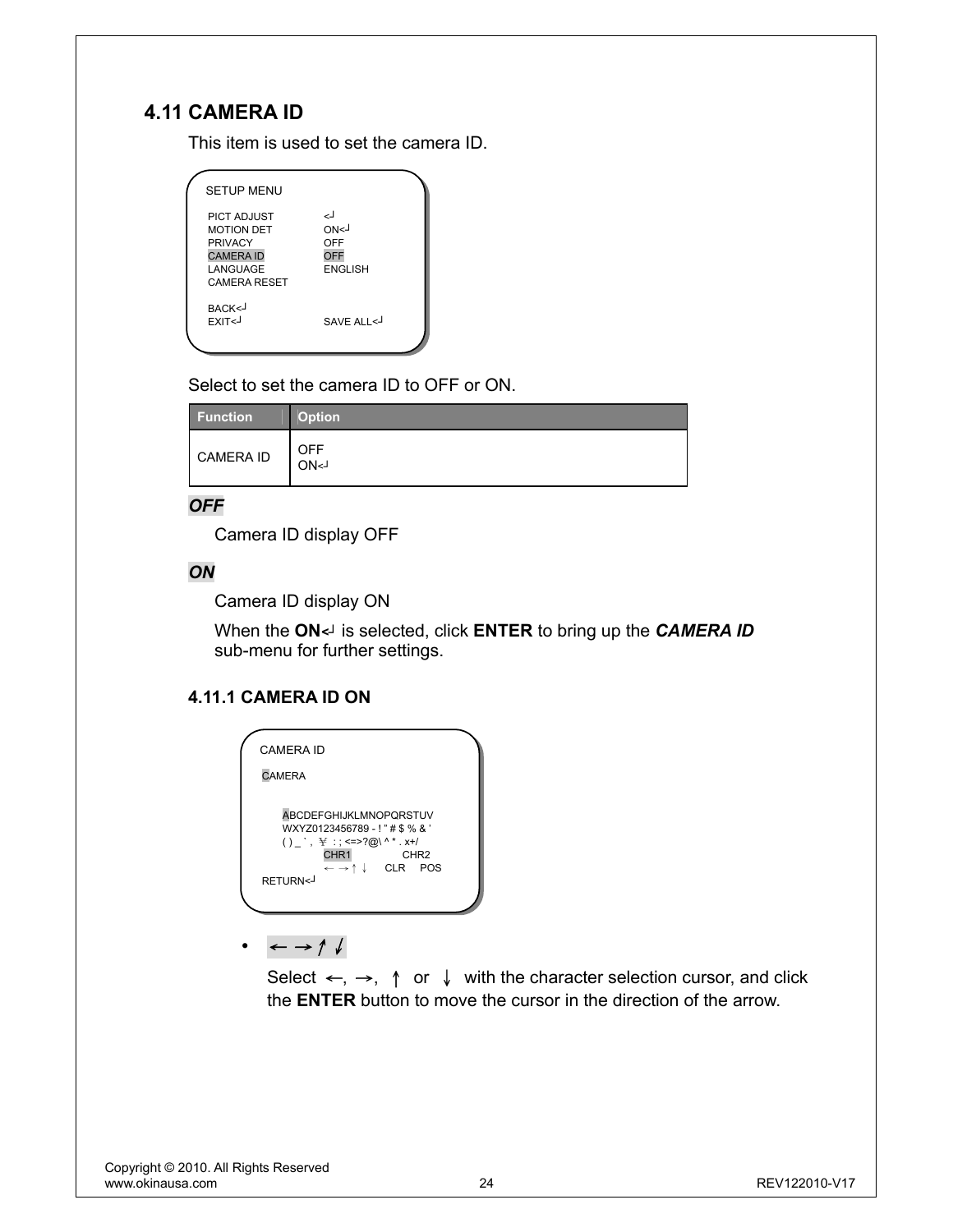## 4.11 CAMERA ID

This item is used to set the camera ID.

```
SETUP MENU

PICT ADJUST        <┘
MOTION DET         ON<┘
PRIVACY            OFF
CAMERA ID          OFF
LANGUAGE           ENGLISH
CAMERA RESET

BACK<┘
EXIT<┘             SAVE ALL<┘
```

Select to set the camera ID to OFF or ON.

| Function | Option |
|---|---|
| CAMERA ID | OFF<br>ON<┘ |

***OFF***

Camera ID display OFF

***ON***

Camera ID display ON

When the **ON**<┘ is selected, click **ENTER** to bring up the ***CAMERA ID*** sub-menu for further settings.

### 4.11.1 CAMERA ID ON

```
CAMERA ID

CAMERA

    ABCDEFGHIJKLMNOPQRSTUV
    WXYZ0123456789 - ! " # $ % & '
    ( ) _ ` , ¥ : ; <=>?@\ ^ * . x+/
            CHR1          CHR2
            ← → ↑ ↓    CLR   POS
RETURN<┘
```

- ← → ↑ ↓

  Select ←, →, ↑ or ↓ with the character selection cursor, and click the **ENTER** button to move the cursor in the direction of the arrow.

Copyright © 2010. All Rights Reserved
www.okinausa.com
REV122010-V17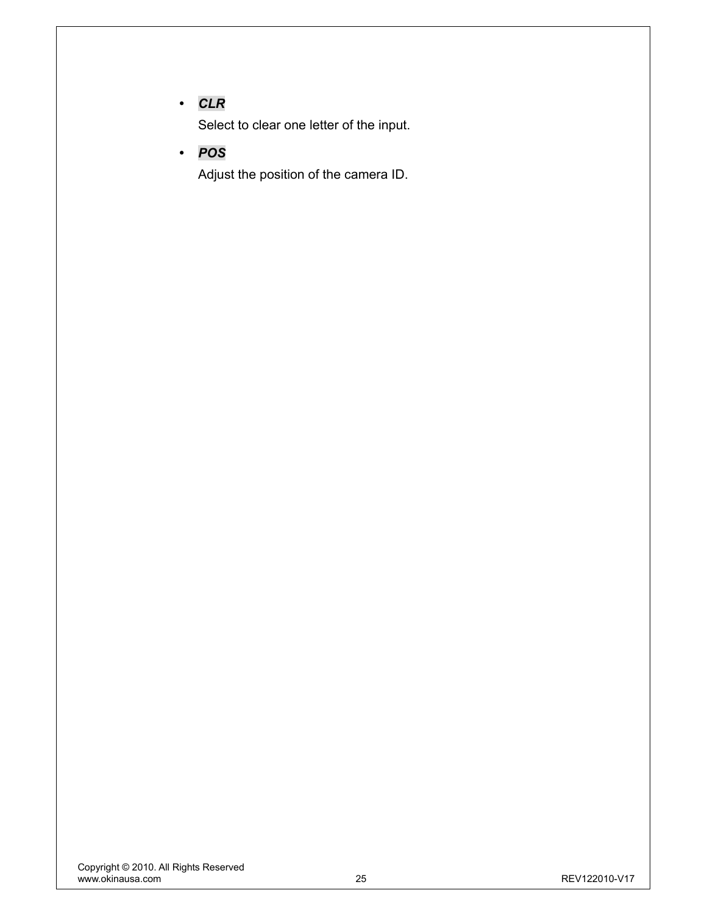- ***CLR***

  Select to clear one letter of the input.

- ***POS***

  Adjust the position of the camera ID.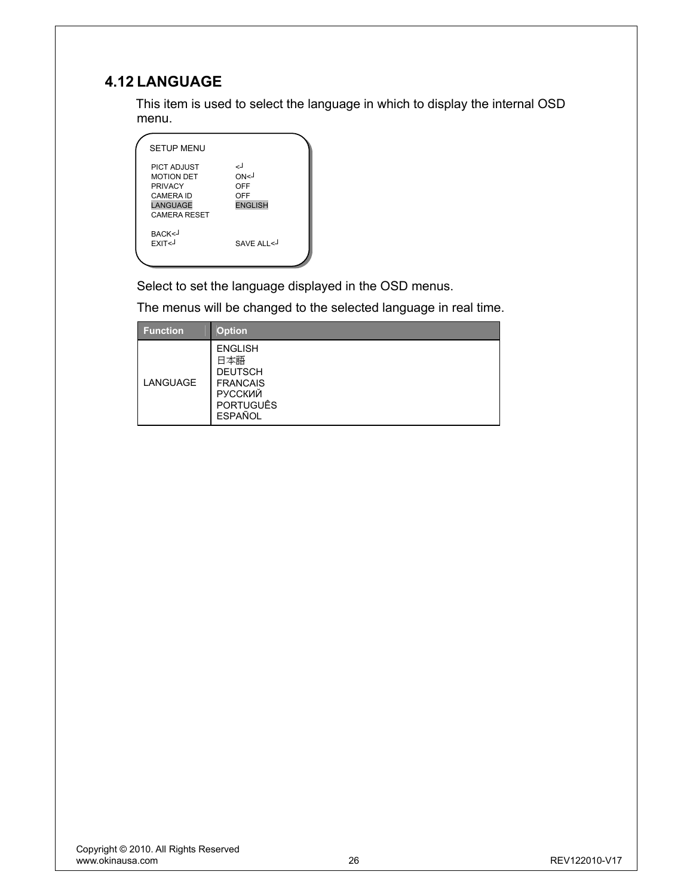## 4.12 LANGUAGE

This item is used to select the language in which to display the internal OSD menu.

```
SETUP MENU

PICT ADJUST        <┘
MOTION DET         ON<┘
PRIVACY            OFF
CAMERA ID          OFF
LANGUAGE           ENGLISH
CAMERA RESET

BACK<┘
EXIT<┘             SAVE ALL<┘
```

Select to set the language displayed in the OSD menus.

The menus will be changed to the selected language in real time.

| Function | Option |
|---|---|
| LANGUAGE | ENGLISH<br>日本語<br>DEUTSCH<br>FRANCAIS<br>РУССКИЙ<br>PORTUGUÊS<br>ESPAÑOL |

Copyright © 2010. All Rights Reserved
www.okinausa.com REV122010-V17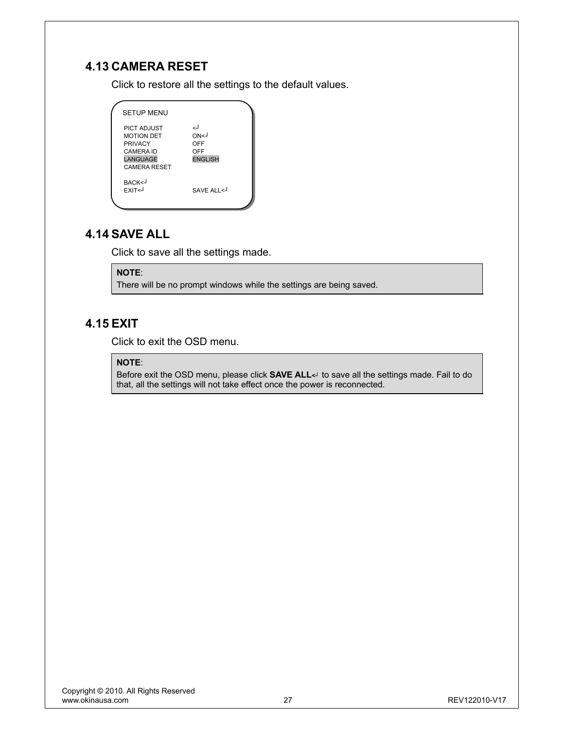## 4.13 CAMERA RESET

Click to restore all the settings to the default values.

```
SETUP MENU

PICT ADJUST        <┘
MOTION DET         ON<┘
PRIVACY            OFF
CAMERA ID          OFF
LANGUAGE           ENGLISH
CAMERA RESET

BACK<┘
EXIT<┘             SAVE ALL<┘
```

## 4.14 SAVE ALL

Click to save all the settings made.

> **NOTE**:
> There will be no prompt windows while the settings are being saved.

## 4.15 EXIT

Click to exit the OSD menu.

> **NOTE**:
> Before exit the OSD menu, please click **SAVE ALL**↵ to save all the settings made. Fail to do that, all the settings will not take effect once the power is reconnected.